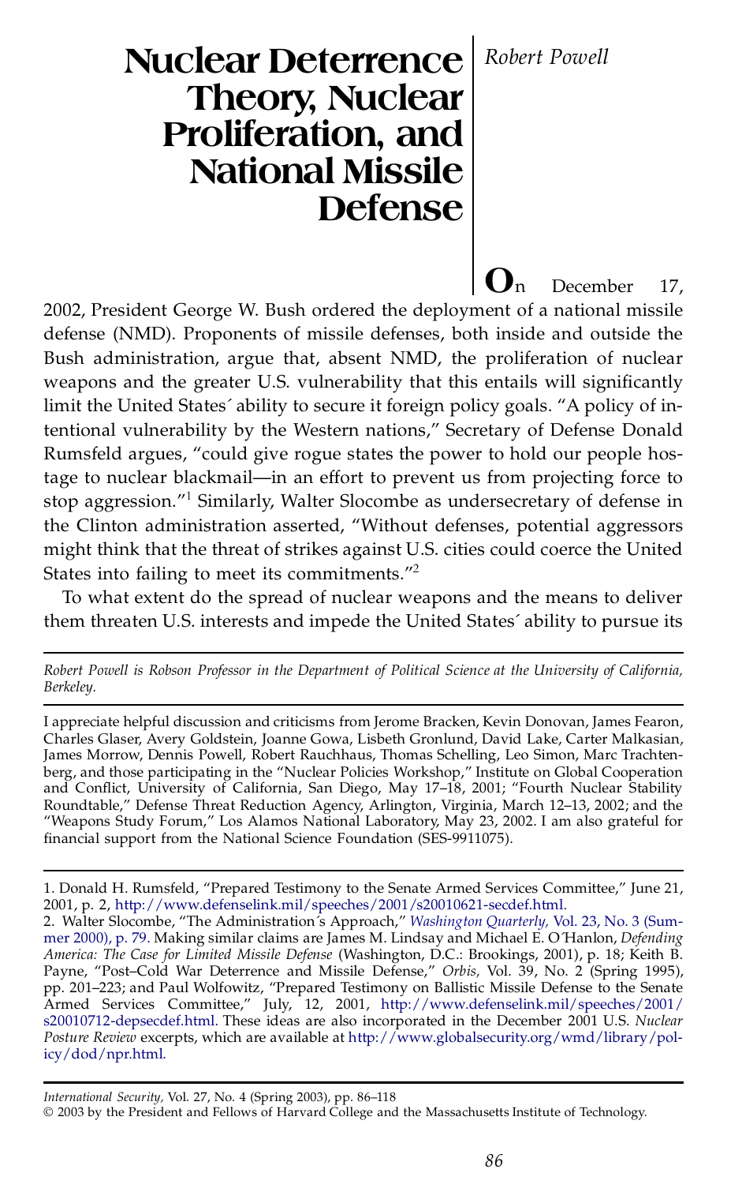# Nuclear Deterrence Theory, Nuclear Proliferation, and National Missile Defense

*Robert Powell*

On December 17, 2002, President George W. Bush ordered the deployment of a national missile defense (NMD). Proponents of missile defenses, both inside and outside the Bush administration, argue that, absent NMD, the proliferation of nuclear weapons and the greater U.S. vulnerability that this entails will significantly limit the United States´ ability to secure it foreign policy goals. "A policy of intentional vulnerability by the Western nations," Secretary of Defense Donald Rumsfeld argues, "could give rogue states the power to hold our people hostage to nuclear blackmail—in an effort to prevent us from projecting force to stop aggression."[1] Similarly, Walter Slocombe as undersecretary of defense in the Clinton administration asserted, "Without defenses, potential aggressors might think that the threat of strikes against U.S. cities could coerce the United States into failing to meet its commitments."[2]

To what extent do the spread of nuclear weapons and the means to deliver them threaten U.S. interests and impede the United States´ ability to pursue its

---

*Robert Powell is Robson Professor in the Department of Political Science at the University of California, Berkeley.*

I appreciate helpful discussion and criticisms from Jerome Bracken, Kevin Donovan, James Fearon, Charles Glaser, Avery Goldstein, Joanne Gowa, Lisbeth Gronlund, David Lake, Carter Malkasian, James Morrow, Dennis Powell, Robert Rauchhaus, Thomas Schelling, Leo Simon, Marc Trachtenberg, and those participating in the "Nuclear Policies Workshop," Institute on Global Cooperation and Conflict, University of California, San Diego, May 17–18, 2001; "Fourth Nuclear Stability Roundtable," Defense Threat Reduction Agency, Arlington, Virginia, March 12–13, 2002; and the "Weapons Study Forum," Los Alamos National Laboratory, May 23, 2002. I am also grateful for financial support from the National Science Foundation (SES-9911075).

---

1. Donald H. Rumsfeld, "Prepared Testimony to the Senate Armed Services Committee," June 21, 2001, p. 2, http://www.defenselink.mil/speeches/2001/s20010621-secdef.html.

2. Walter Slocombe, "The Administration´s Approach," *Washington Quarterly,* Vol. 23, No. 3 (Summer 2000), p. 79. Making similar claims are James M. Lindsay and Michael E. O´Hanlon, *Defending America: The Case for Limited Missile Defense* (Washington, D.C.: Brookings, 2001), p. 18; Keith B. Payne, "Post–Cold War Deterrence and Missile Defense," *Orbis,* Vol. 39, No. 2 (Spring 1995), pp. 201–223; and Paul Wolfowitz, "Prepared Testimony on Ballistic Missile Defense to the Senate Armed Services Committee," July, 12, 2001, http://www.defenselink.mil/speeches/2001/s20010712-depsecdef.html. These ideas are also incorporated in the December 2001 U.S. *Nuclear Posture Review* excerpts, which are available at http://www.globalsecurity.org/wmd/library/policy/dod/npr.html.

---

*International Security,* Vol. 27, No. 4 (Spring 2003), pp. 86–118
© 2003 by the President and Fellows of Harvard College and the Massachusetts Institute of Technology.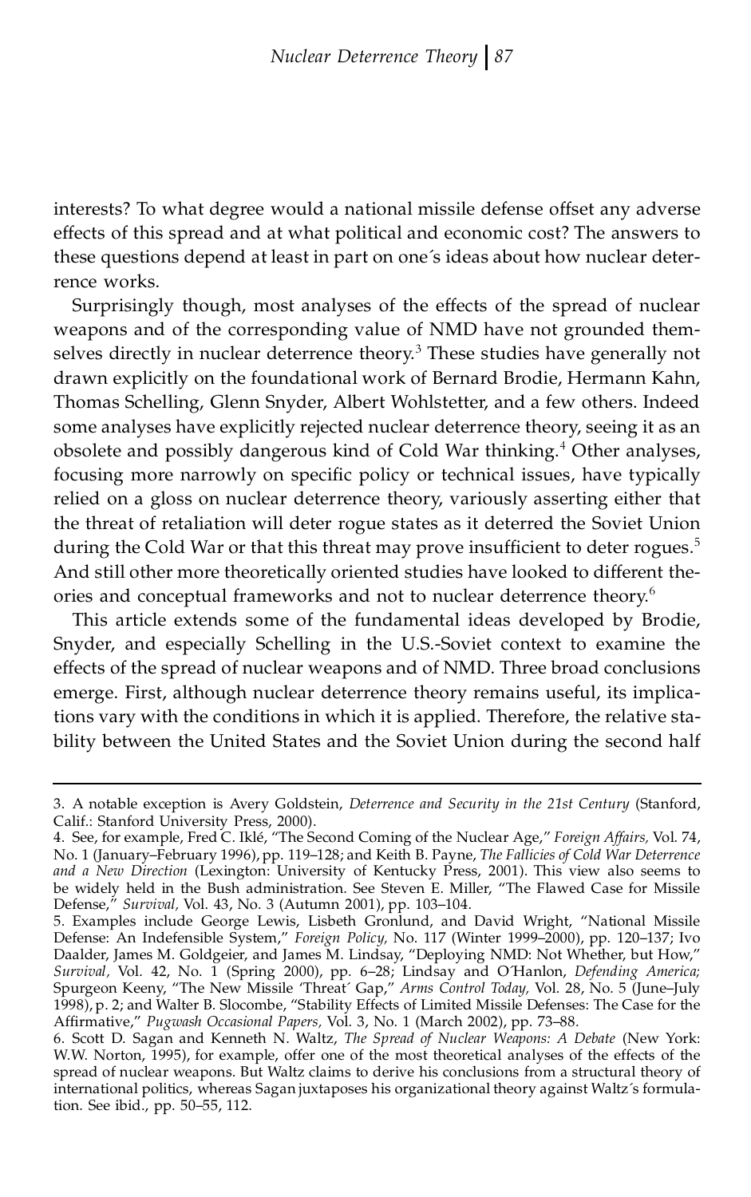interests? To what degree would a national missile defense offset any adverse effects of this spread and at what political and economic cost? The answers to these questions depend at least in part on one´s ideas about how nuclear deterrence works.

Surprisingly though, most analyses of the effects of the spread of nuclear weapons and of the corresponding value of NMD have not grounded themselves directly in nuclear deterrence theory.[3] These studies have generally not drawn explicitly on the foundational work of Bernard Brodie, Hermann Kahn, Thomas Schelling, Glenn Snyder, Albert Wohlstetter, and a few others. Indeed some analyses have explicitly rejected nuclear deterrence theory, seeing it as an obsolete and possibly dangerous kind of Cold War thinking.[4] Other analyses, focusing more narrowly on specific policy or technical issues, have typically relied on a gloss on nuclear deterrence theory, variously asserting either that the threat of retaliation will deter rogue states as it deterred the Soviet Union during the Cold War or that this threat may prove insufficient to deter rogues.[5] And still other more theoretically oriented studies have looked to different theories and conceptual frameworks and not to nuclear deterrence theory.[6]

This article extends some of the fundamental ideas developed by Brodie, Snyder, and especially Schelling in the U.S.-Soviet context to examine the effects of the spread of nuclear weapons and of NMD. Three broad conclusions emerge. First, although nuclear deterrence theory remains useful, its implications vary with the conditions in which it is applied. Therefore, the relative stability between the United States and the Soviet Union during the second half

---

3. A notable exception is Avery Goldstein, *Deterrence and Security in the 21st Century* (Stanford, Calif.: Stanford University Press, 2000).

4. See, for example, Fred C. Iklé, "The Second Coming of the Nuclear Age," *Foreign Affairs,* Vol. 74, No. 1 (January–February 1996), pp. 119–128; and Keith B. Payne, *The Fallicies of Cold War Deterrence and a New Direction* (Lexington: University of Kentucky Press, 2001). This view also seems to be widely held in the Bush administration. See Steven E. Miller, "The Flawed Case for Missile Defense," *Survival,* Vol. 43, No. 3 (Autumn 2001), pp. 103–104.

5. Examples include George Lewis, Lisbeth Gronlund, and David Wright, "National Missile Defense: An Indefensible System," *Foreign Policy,* No. 117 (Winter 1999–2000), pp. 120–137; Ivo Daalder, James M. Goldgeier, and James M. Lindsay, "Deploying NMD: Not Whether, but How," *Survival,* Vol. 42, No. 1 (Spring 2000), pp. 6–28; Lindsay and O´Hanlon, *Defending America;* Spurgeon Keeny, "The New Missile 'Threat´ Gap," *Arms Control Today,* Vol. 28, No. 5 (June–July 1998), p. 2; and Walter B. Slocombe, "Stability Effects of Limited Missile Defenses: The Case for the Affirmative," *Pugwash Occasional Papers,* Vol. 3, No. 1 (March 2002), pp. 73–88.

6. Scott D. Sagan and Kenneth N. Waltz, *The Spread of Nuclear Weapons: A Debate* (New York: W.W. Norton, 1995), for example, offer one of the most theoretical analyses of the effects of the spread of nuclear weapons. But Waltz claims to derive his conclusions from a structural theory of international politics, whereas Sagan juxtaposes his organizational theory against Waltz´s formulation. See ibid., pp. 50–55, 112.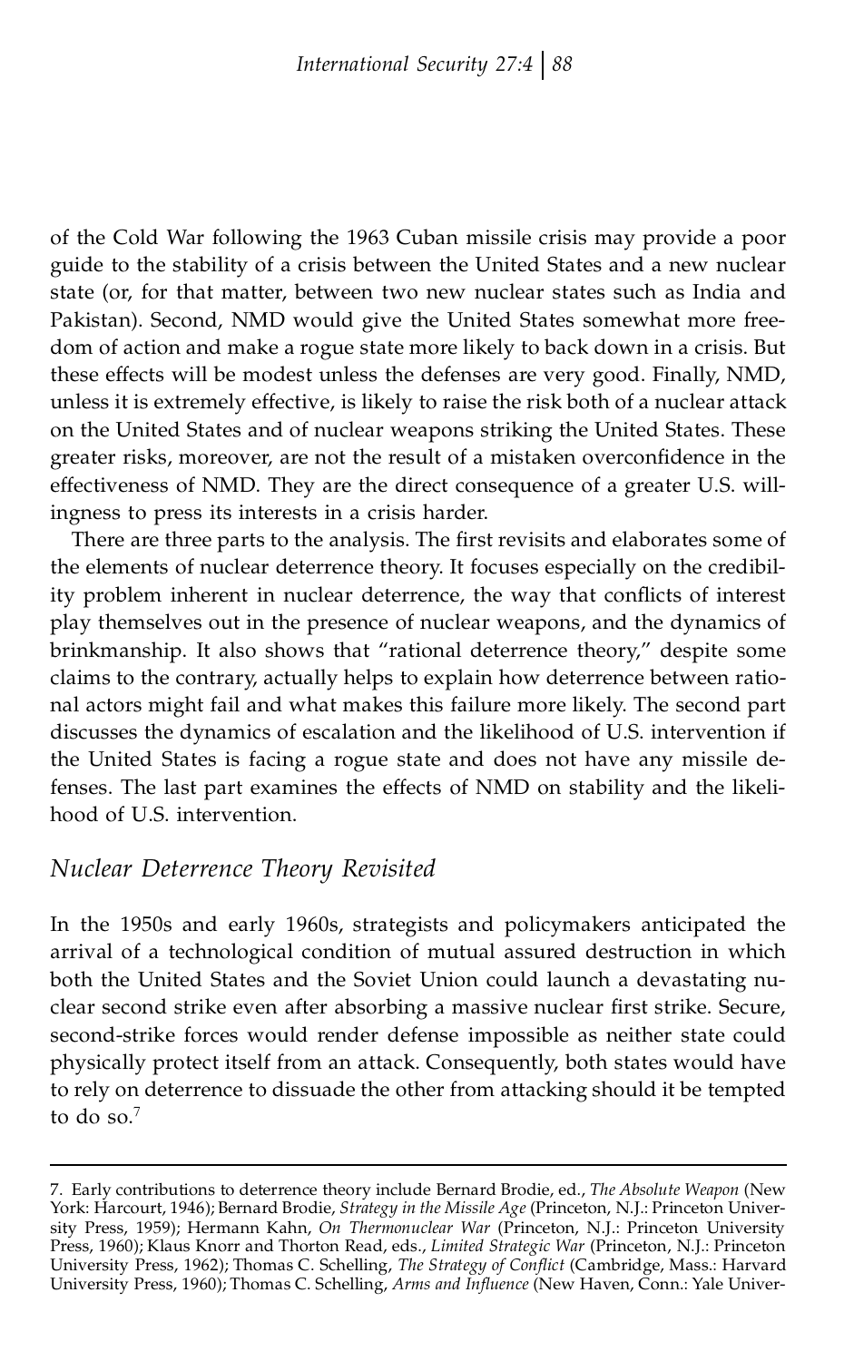of the Cold War following the 1963 Cuban missile crisis may provide a poor guide to the stability of a crisis between the United States and a new nuclear state (or, for that matter, between two new nuclear states such as India and Pakistan). Second, NMD would give the United States somewhat more freedom of action and make a rogue state more likely to back down in a crisis. But these effects will be modest unless the defenses are very good. Finally, NMD, unless it is extremely effective, is likely to raise the risk both of a nuclear attack on the United States and of nuclear weapons striking the United States. These greater risks, moreover, are not the result of a mistaken overconfidence in the effectiveness of NMD. They are the direct consequence of a greater U.S. willingness to press its interests in a crisis harder.

There are three parts to the analysis. The first revisits and elaborates some of the elements of nuclear deterrence theory. It focuses especially on the credibility problem inherent in nuclear deterrence, the way that conflicts of interest play themselves out in the presence of nuclear weapons, and the dynamics of brinkmanship. It also shows that "rational deterrence theory," despite some claims to the contrary, actually helps to explain how deterrence between rational actors might fail and what makes this failure more likely. The second part discusses the dynamics of escalation and the likelihood of U.S. intervention if the United States is facing a rogue state and does not have any missile defenses. The last part examines the effects of NMD on stability and the likelihood of U.S. intervention.

## *Nuclear Deterrence Theory Revisited*

In the 1950s and early 1960s, strategists and policymakers anticipated the arrival of a technological condition of mutual assured destruction in which both the United States and the Soviet Union could launch a devastating nuclear second strike even after absorbing a massive nuclear first strike. Secure, second-strike forces would render defense impossible as neither state could physically protect itself from an attack. Consequently, both states would have to rely on deterrence to dissuade the other from attacking should it be tempted to do so.[7]

---

7. Early contributions to deterrence theory include Bernard Brodie, ed., *The Absolute Weapon* (New York: Harcourt, 1946); Bernard Brodie, *Strategy in the Missile Age* (Princeton, N.J.: Princeton University Press, 1959); Hermann Kahn, *On Thermonuclear War* (Princeton, N.J.: Princeton University Press, 1960); Klaus Knorr and Thorton Read, eds., *Limited Strategic War* (Princeton, N.J.: Princeton University Press, 1962); Thomas C. Schelling, *The Strategy of Conflict* (Cambridge, Mass.: Harvard University Press, 1960); Thomas C. Schelling, *Arms and Influence* (New Haven, Conn.: Yale Univer-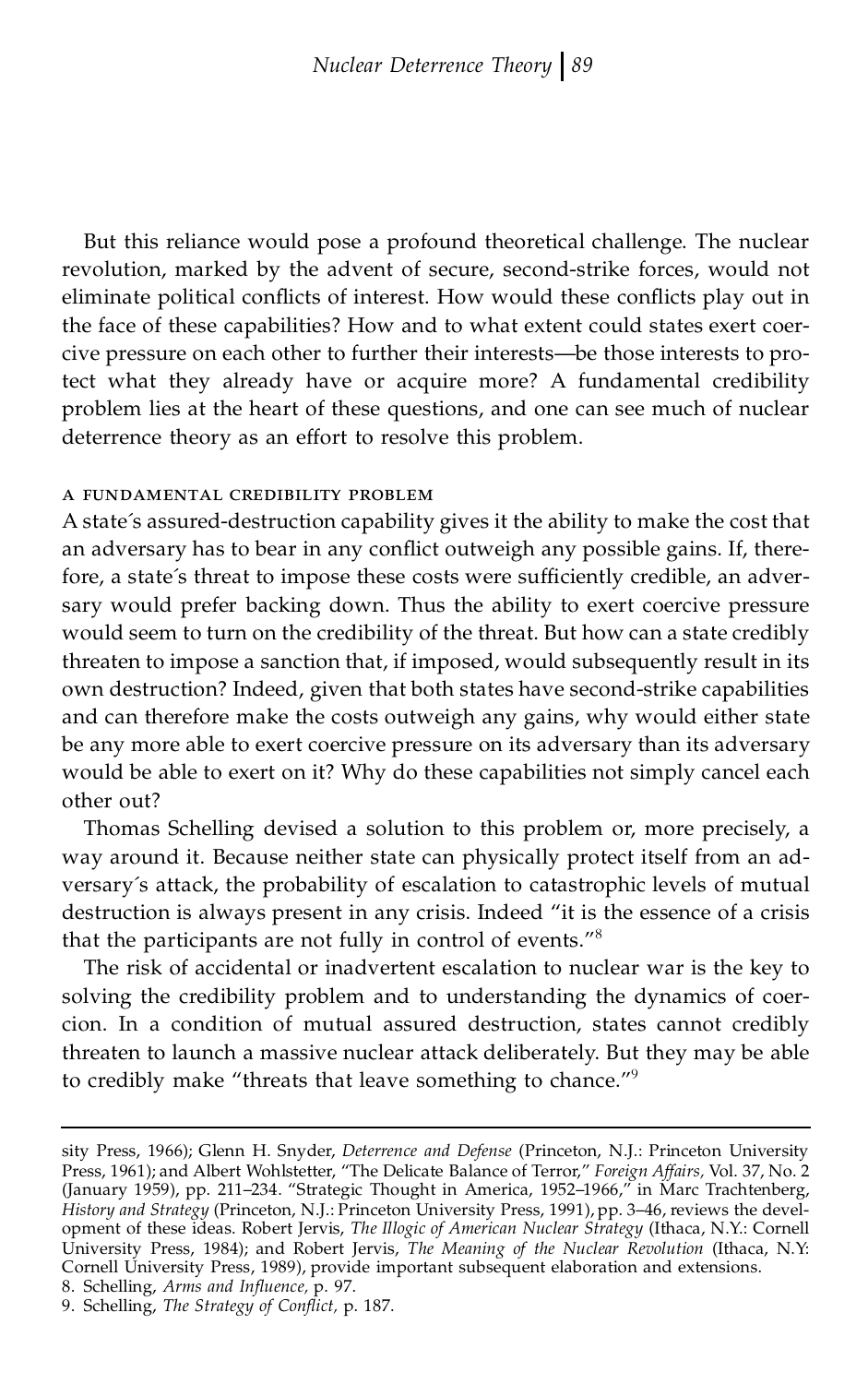But this reliance would pose a profound theoretical challenge. The nuclear revolution, marked by the advent of secure, second-strike forces, would not eliminate political conflicts of interest. How would these conflicts play out in the face of these capabilities? How and to what extent could states exert coercive pressure on each other to further their interests—be those interests to protect what they already have or acquire more? A fundamental credibility problem lies at the heart of these questions, and one can see much of nuclear deterrence theory as an effort to resolve this problem.

### A FUNDAMENTAL CREDIBILITY PROBLEM

A state´s assured-destruction capability gives it the ability to make the cost that an adversary has to bear in any conflict outweigh any possible gains. If, therefore, a state´s threat to impose these costs were sufficiently credible, an adversary would prefer backing down. Thus the ability to exert coercive pressure would seem to turn on the credibility of the threat. But how can a state credibly threaten to impose a sanction that, if imposed, would subsequently result in its own destruction? Indeed, given that both states have second-strike capabilities and can therefore make the costs outweigh any gains, why would either state be any more able to exert coercive pressure on its adversary than its adversary would be able to exert on it? Why do these capabilities not simply cancel each other out?

Thomas Schelling devised a solution to this problem or, more precisely, a way around it. Because neither state can physically protect itself from an adversary´s attack, the probability of escalation to catastrophic levels of mutual destruction is always present in any crisis. Indeed "it is the essence of a crisis that the participants are not fully in control of events."[8]

The risk of accidental or inadvertent escalation to nuclear war is the key to solving the credibility problem and to understanding the dynamics of coercion. In a condition of mutual assured destruction, states cannot credibly threaten to launch a massive nuclear attack deliberately. But they may be able to credibly make "threats that leave something to chance."[9]

---

sity Press, 1966); Glenn H. Snyder, *Deterrence and Defense* (Princeton, N.J.: Princeton University Press, 1961); and Albert Wohlstetter, "The Delicate Balance of Terror," *Foreign Affairs,* Vol. 37, No. 2 (January 1959), pp. 211–234. "Strategic Thought in America, 1952–1966," in Marc Trachtenberg, *History and Strategy* (Princeton, N.J.: Princeton University Press, 1991), pp. 3–46, reviews the development of these ideas. Robert Jervis, *The Illogic of American Nuclear Strategy* (Ithaca, N.Y.: Cornell University Press, 1984); and Robert Jervis, *The Meaning of the Nuclear Revolution* (Ithaca, N.Y: Cornell University Press, 1989), provide important subsequent elaboration and extensions.

8. Schelling, *Arms and Influence,* p. 97.
9. Schelling, *The Strategy of Conflict,* p. 187.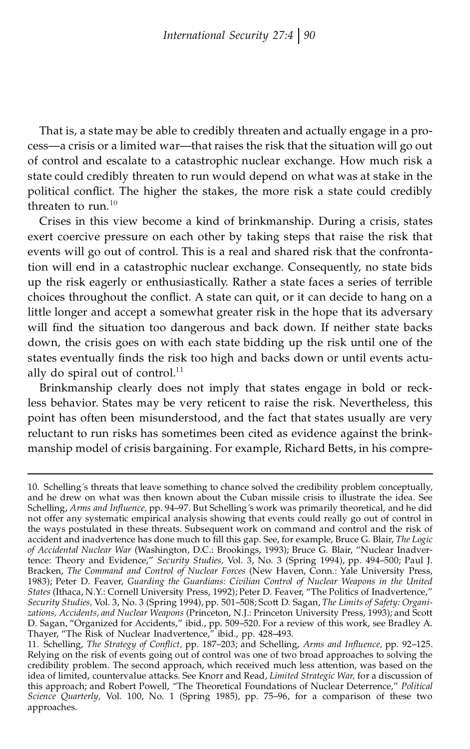That is, a state may be able to credibly threaten and actually engage in a process—a crisis or a limited war—that raises the risk that the situation will go out of control and escalate to a catastrophic nuclear exchange. How much risk a state could credibly threaten to run would depend on what was at stake in the political conflict. The higher the stakes, the more risk a state could credibly threaten to run.[10]

Crises in this view become a kind of brinkmanship. During a crisis, states exert coercive pressure on each other by taking steps that raise the risk that events will go out of control. This is a real and shared risk that the confrontation will end in a catastrophic nuclear exchange. Consequently, no state bids up the risk eagerly or enthusiastically. Rather a state faces a series of terrible choices throughout the conflict. A state can quit, or it can decide to hang on a little longer and accept a somewhat greater risk in the hope that its adversary will find the situation too dangerous and back down. If neither state backs down, the crisis goes on with each state bidding up the risk until one of the states eventually finds the risk too high and backs down or until events actually do spiral out of control.[11]

Brinkmanship clearly does not imply that states engage in bold or reckless behavior. States may be very reticent to raise the risk. Nevertheless, this point has often been misunderstood, and the fact that states usually are very reluctant to run risks has sometimes been cited as evidence against the brinkmanship model of crisis bargaining. For example, Richard Betts, in his compre-

---

10. Schelling's threats that leave something to chance solved the credibility problem conceptually, and he drew on what was then known about the Cuban missile crisis to illustrate the idea. See Schelling, *Arms and Influence,* pp. 94–97. But Schelling's work was primarily theoretical, and he did not offer any systematic empirical analysis showing that events could really go out of control in the ways postulated in these threats. Subsequent work on command and control and the risk of accident and inadvertence has done much to fill this gap. See, for example, Bruce G. Blair, *The Logic of Accidental Nuclear War* (Washington, D.C.: Brookings, 1993); Bruce G. Blair, "Nuclear Inadvertence: Theory and Evidence," *Security Studies,* Vol. 3, No. 3 (Spring 1994), pp. 494–500; Paul J. Bracken, *The Command and Control of Nuclear Forces* (New Haven, Conn.: Yale University Press, 1983); Peter D. Feaver, *Guarding the Guardians: Civilian Control of Nuclear Weapons in the United States* (Ithaca, N.Y.: Cornell University Press, 1992); Peter D. Feaver, "The Politics of Inadvertence," *Security Studies,* Vol. 3, No. 3 (Spring 1994), pp. 501–508; Scott D. Sagan, *The Limits of Safety: Organizations, Accidents, and Nuclear Weapons* (Princeton, N.J.: Princeton University Press, 1993); and Scott D. Sagan, "Organized for Accidents," ibid., pp. 509–520. For a review of this work, see Bradley A. Thayer, "The Risk of Nuclear Inadvertence," ibid., pp. 428–493.

11. Schelling, *The Strategy of Conflict,* pp. 187–203; and Schelling, *Arms and Influence,* pp. 92–125. Relying on the risk of events going out of control was one of two broad approaches to solving the credibility problem. The second approach, which received much less attention, was based on the idea of limited, countervalue attacks. See Knorr and Read, *Limited Strategic War,* for a discussion of this approach; and Robert Powell, "The Theoretical Foundations of Nuclear Deterrence," *Political Science Quarterly,* Vol. 100, No. 1 (Spring 1985), pp. 75–96, for a comparison of these two approaches.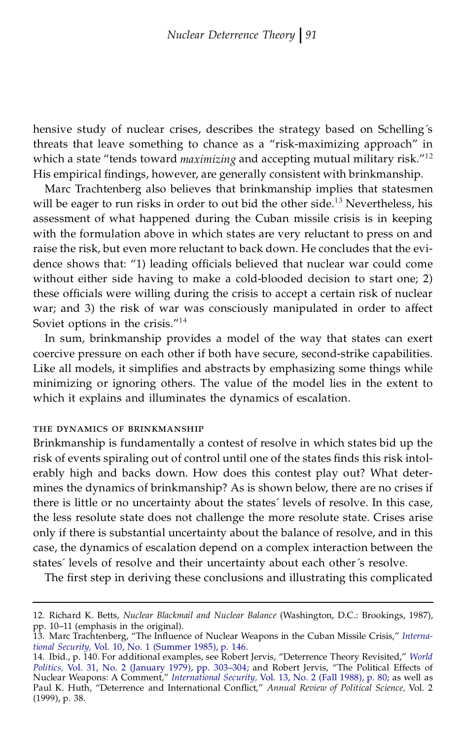hensive study of nuclear crises, describes the strategy based on Schelling´s threats that leave something to chance as a "risk-maximizing approach" in which a state "tends toward *maximizing* and accepting mutual military risk."[12] His empirical findings, however, are generally consistent with brinkmanship.

Marc Trachtenberg also believes that brinkmanship implies that statesmen will be eager to run risks in order to out bid the other side.[13] Nevertheless, his assessment of what happened during the Cuban missile crisis is in keeping with the formulation above in which states are very reluctant to press on and raise the risk, but even more reluctant to back down. He concludes that the evidence shows that: "1) leading officials believed that nuclear war could come without either side having to make a cold-blooded decision to start one; 2) these officials were willing during the crisis to accept a certain risk of nuclear war; and 3) the risk of war was consciously manipulated in order to affect Soviet options in the crisis."[14]

In sum, brinkmanship provides a model of the way that states can exert coercive pressure on each other if both have secure, second-strike capabilities. Like all models, it simplifies and abstracts by emphasizing some things while minimizing or ignoring others. The value of the model lies in the extent to which it explains and illuminates the dynamics of escalation.

### THE DYNAMICS OF BRINKMANSHIP

Brinkmanship is fundamentally a contest of resolve in which states bid up the risk of events spiraling out of control until one of the states finds this risk intolerably high and backs down. How does this contest play out? What determines the dynamics of brinkmanship? As is shown below, there are no crises if there is little or no uncertainty about the states´ levels of resolve. In this case, the less resolute state does not challenge the more resolute state. Crises arise only if there is substantial uncertainty about the balance of resolve, and in this case, the dynamics of escalation depend on a complex interaction between the states´ levels of resolve and their uncertainty about each other´s resolve.

The first step in deriving these conclusions and illustrating this complicated

---

12. Richard K. Betts, *Nuclear Blackmail and Nuclear Balance* (Washington, D.C.: Brookings, 1987), pp. 10–11 (emphasis in the original).

13. Marc Trachtenberg, "The Influence of Nuclear Weapons in the Cuban Missile Crisis," *International Security,* Vol. 10, No. 1 (Summer 1985), p. 146.

14. Ibid., p. 140. For additional examples, see Robert Jervis, "Deterrence Theory Revisited," *World Politics,* Vol. 31, No. 2 (January 1979), pp. 303–304; and Robert Jervis, "The Political Effects of Nuclear Weapons: A Comment," *International Security,* Vol. 13, No. 2 (Fall 1988), p. 80; as well as Paul K. Huth, "Deterrence and International Conflict," *Annual Review of Political Science,* Vol. 2 (1999), p. 38.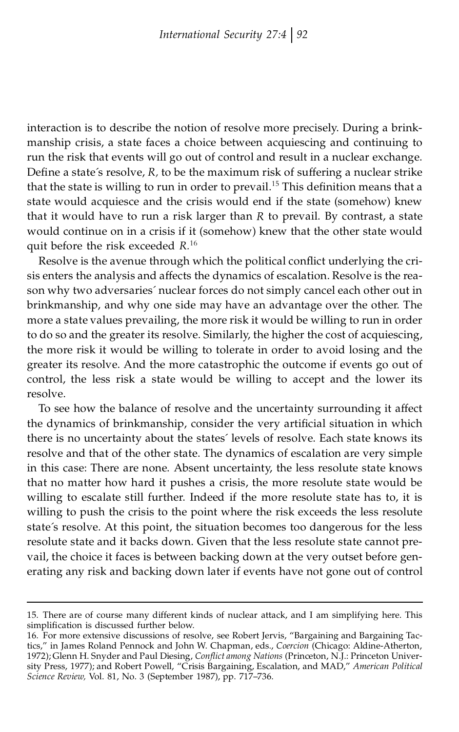interaction is to describe the notion of resolve more precisely. During a brinkmanship crisis, a state faces a choice between acquiescing and continuing to run the risk that events will go out of control and result in a nuclear exchange. Define a state´s resolve, $R$, to be the maximum risk of suffering a nuclear strike that the state is willing to run in order to prevail.[15] This definition means that a state would acquiesce and the crisis would end if the state (somehow) knew that it would have to run a risk larger than $R$ to prevail. By contrast, a state would continue on in a crisis if it (somehow) knew that the other state would quit before the risk exceeded $R$.[16]

Resolve is the avenue through which the political conflict underlying the crisis enters the analysis and affects the dynamics of escalation. Resolve is the reason why two adversaries´ nuclear forces do not simply cancel each other out in brinkmanship, and why one side may have an advantage over the other. The more a state values prevailing, the more risk it would be willing to run in order to do so and the greater its resolve. Similarly, the higher the cost of acquiescing, the more risk it would be willing to tolerate in order to avoid losing and the greater its resolve. And the more catastrophic the outcome if events go out of control, the less risk a state would be willing to accept and the lower its resolve.

To see how the balance of resolve and the uncertainty surrounding it affect the dynamics of brinkmanship, consider the very artificial situation in which there is no uncertainty about the states´ levels of resolve. Each state knows its resolve and that of the other state. The dynamics of escalation are very simple in this case: There are none. Absent uncertainty, the less resolute state knows that no matter how hard it pushes a crisis, the more resolute state would be willing to escalate still further. Indeed if the more resolute state has to, it is willing to push the crisis to the point where the risk exceeds the less resolute state´s resolve. At this point, the situation becomes too dangerous for the less resolute state and it backs down. Given that the less resolute state cannot prevail, the choice it faces is between backing down at the very outset before generating any risk and backing down later if events have not gone out of control

15. There are of course many different kinds of nuclear attack, and I am simplifying here. This simplification is discussed further below.

16. For more extensive discussions of resolve, see Robert Jervis, "Bargaining and Bargaining Tactics," in James Roland Pennock and John W. Chapman, eds., *Coercion* (Chicago: Aldine-Atherton, 1972); Glenn H. Snyder and Paul Diesing, *Conflict among Nations* (Princeton, N.J.: Princeton University Press, 1977); and Robert Powell, "Crisis Bargaining, Escalation, and MAD," *American Political Science Review,* Vol. 81, No. 3 (September 1987), pp. 717–736.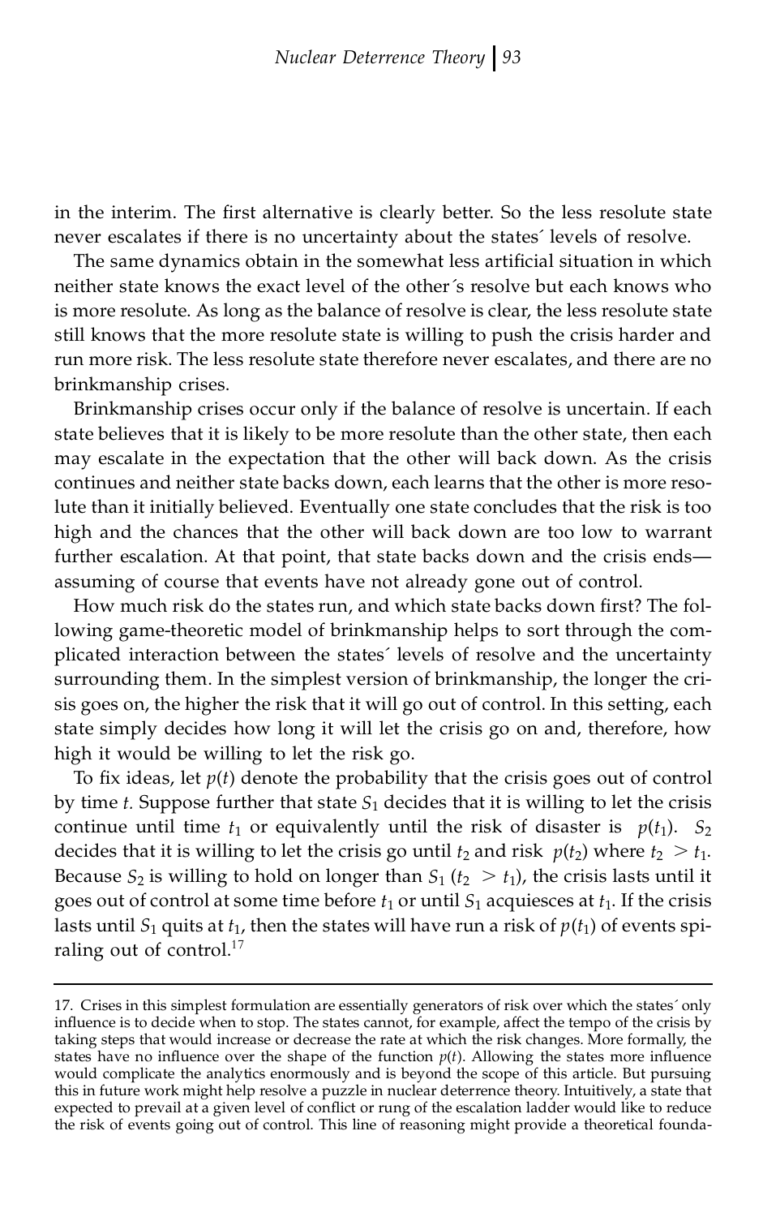in the interim. The first alternative is clearly better. So the less resolute state never escalates if there is no uncertainty about the states´ levels of resolve.

The same dynamics obtain in the somewhat less artificial situation in which neither state knows the exact level of the other´s resolve but each knows who is more resolute. As long as the balance of resolve is clear, the less resolute state still knows that the more resolute state is willing to push the crisis harder and run more risk. The less resolute state therefore never escalates, and there are no brinkmanship crises.

Brinkmanship crises occur only if the balance of resolve is uncertain. If each state believes that it is likely to be more resolute than the other state, then each may escalate in the expectation that the other will back down. As the crisis continues and neither state backs down, each learns that the other is more resolute than it initially believed. Eventually one state concludes that the risk is too high and the chances that the other will back down are too low to warrant further escalation. At that point, that state backs down and the crisis ends—assuming of course that events have not already gone out of control.

How much risk do the states run, and which state backs down first? The following game-theoretic model of brinkmanship helps to sort through the complicated interaction between the states´ levels of resolve and the uncertainty surrounding them. In the simplest version of brinkmanship, the longer the crisis goes on, the higher the risk that it will go out of control. In this setting, each state simply decides how long it will let the crisis go on and, therefore, how high it would be willing to let the risk go.

To fix ideas, let $p(t)$ denote the probability that the crisis goes out of control by time $t$. Suppose further that state $S_1$ decides that it is willing to let the crisis continue until time $t_1$ or equivalently until the risk of disaster is $p(t_1)$. $S_2$ decides that it is willing to let the crisis go until $t_2$ and risk $p(t_2)$ where $t_2 > t_1$. Because $S_2$ is willing to hold on longer than $S_1$ ($t_2 > t_1$), the crisis lasts until it goes out of control at some time before $t_1$ or until $S_1$ acquiesces at $t_1$. If the crisis lasts until $S_1$ quits at $t_1$, then the states will have run a risk of $p(t_1)$ of events spiraling out of control.[17]

17. Crises in this simplest formulation are essentially generators of risk over which the states´ only influence is to decide when to stop. The states cannot, for example, affect the tempo of the crisis by taking steps that would increase or decrease the rate at which the risk changes. More formally, the states have no influence over the shape of the function $p(t)$. Allowing the states more influence would complicate the analytics enormously and is beyond the scope of this article. But pursuing this in future work might help resolve a puzzle in nuclear deterrence theory. Intuitively, a state that expected to prevail at a given level of conflict or rung of the escalation ladder would like to reduce the risk of events going out of control. This line of reasoning might provide a theoretical founda-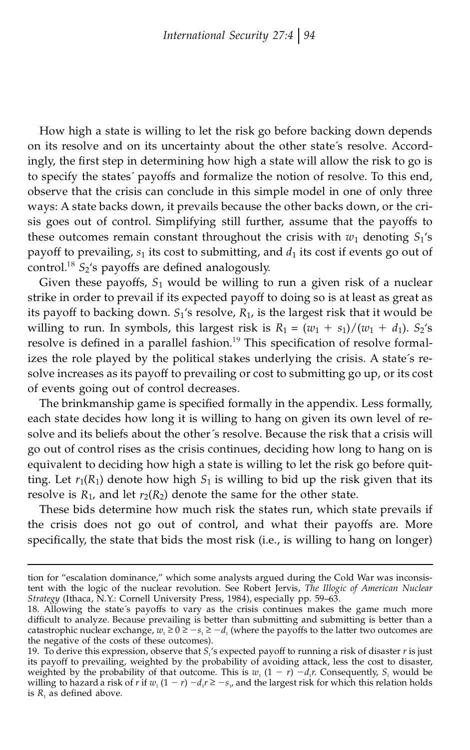How high a state is willing to let the risk go before backing down depends on its resolve and on its uncertainty about the other state's resolve. Accordingly, the first step in determining how high a state will allow the risk to go is to specify the states' payoffs and formalize the notion of resolve. To this end, observe that the crisis can conclude in this simple model in one of only three ways: A state backs down, it prevails because the other backs down, or the crisis goes out of control. Simplifying still further, assume that the payoffs to these outcomes remain constant throughout the crisis with $w_1$ denoting $S_1$'s payoff to prevailing, $s_1$ its cost to submitting, and $d_1$ its cost if events go out of control.[18] $S_2$'s payoffs are defined analogously.

Given these payoffs, $S_1$ would be willing to run a given risk of a nuclear strike in order to prevail if its expected payoff to doing so is at least as great as its payoff to backing down. $S_1$'s resolve, $R_1$, is the largest risk that it would be willing to run. In symbols, this largest risk is $R_1 = (w_1 + s_1)/(w_1 + d_1)$. $S_2$'s resolve is defined in a parallel fashion.[19] This specification of resolve formalizes the role played by the political stakes underlying the crisis. A state's resolve increases as its payoff to prevailing or cost to submitting go up, or its cost of events going out of control decreases.

The brinkmanship game is specified formally in the appendix. Less formally, each state decides how long it is willing to hang on given its own level of resolve and its beliefs about the other's resolve. Because the risk that a crisis will go out of control rises as the crisis continues, deciding how long to hang on is equivalent to deciding how high a state is willing to let the risk go before quitting. Let $r_1(R_1)$ denote how high $S_1$ is willing to bid up the risk given that its resolve is $R_1$, and let $r_2(R_2)$ denote the same for the other state.

These bids determine how much risk the states run, which state prevails if the crisis does not go out of control, and what their payoffs are. More specifically, the state that bids the most risk (i.e., is willing to hang on longer)

---

tion for "escalation dominance," which some analysts argued during the Cold War was inconsistent with the logic of the nuclear revolution. See Robert Jervis, *The Illogic of American Nuclear Strategy* (Ithaca, N.Y.: Cornell University Press, 1984), especially pp. 59–63.

18. Allowing the state's payoffs to vary as the crisis continues makes the game much more difficult to analyze. Because prevailing is better than submitting and submitting is better than a catastrophic nuclear exchange, $w_1 \geq 0 \geq -s_1 \geq -d_1$ (where the payoffs to the latter two outcomes are the negative of the costs of these outcomes).

19. To derive this expression, observe that $S_1$'s expected payoff to running a risk of disaster $r$ is just its payoff to prevailing, weighted by the probability of avoiding attack, less the cost to disaster, weighted by the probability of that outcome. This is $w_1(1 - r) - d_1 r$. Consequently, $S_1$ would be willing to hazard a risk of $r$ if $w_1(1 - r) - d_1 r \geq -s_1$, and the largest risk for which this relation holds is $R_1$ as defined above.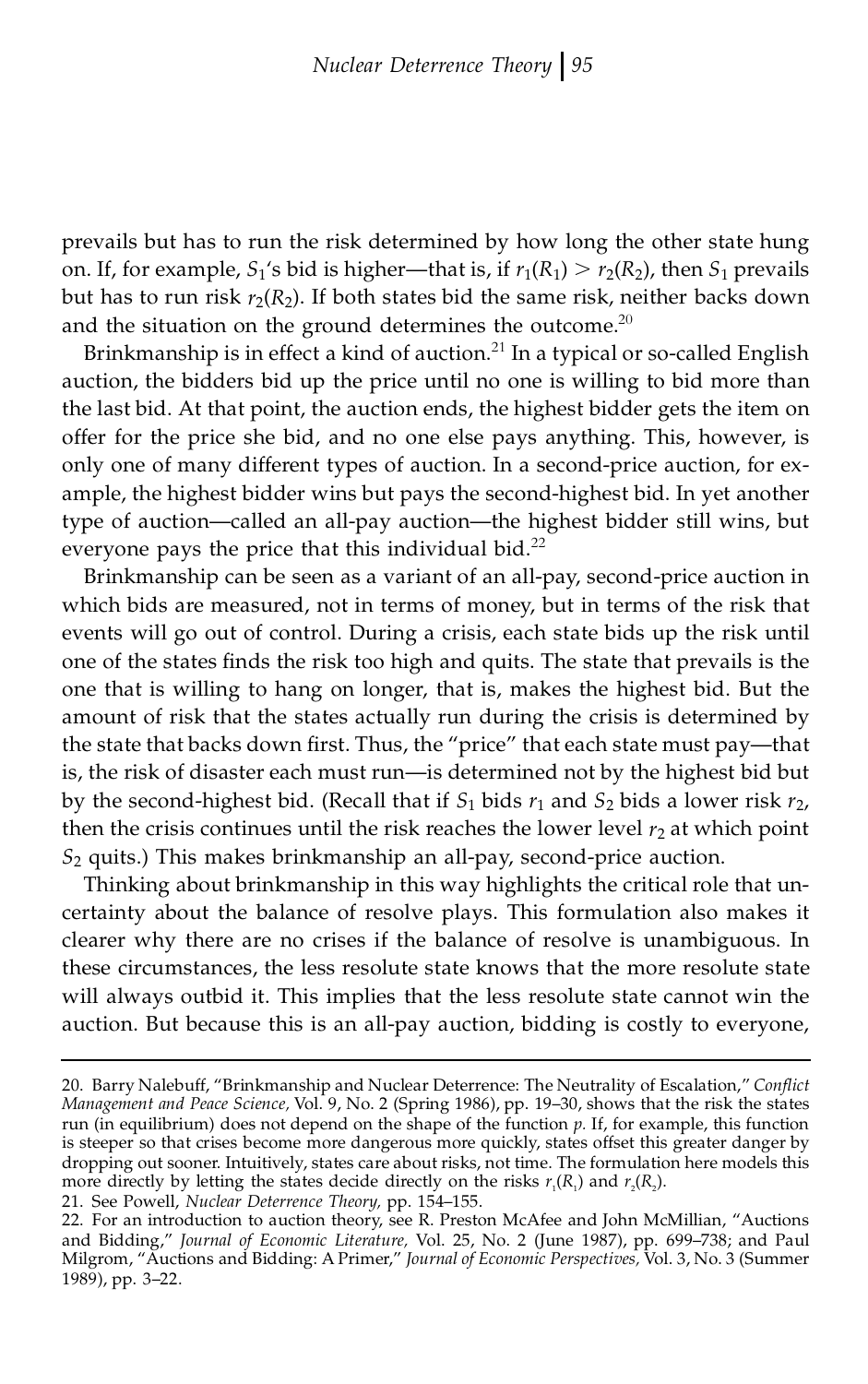prevails but has to run the risk determined by how long the other state hung on. If, for example, $S_1$'s bid is higher—that is, if $r_1(R_1) > r_2(R_2)$, then $S_1$ prevails but has to run risk $r_2(R_2)$. If both states bid the same risk, neither backs down and the situation on the ground determines the outcome.[20]

Brinkmanship is in effect a kind of auction.[21] In a typical or so-called English auction, the bidders bid up the price until no one is willing to bid more than the last bid. At that point, the auction ends, the highest bidder gets the item on offer for the price she bid, and no one else pays anything. This, however, is only one of many different types of auction. In a second-price auction, for example, the highest bidder wins but pays the second-highest bid. In yet another type of auction—called an all-pay auction—the highest bidder still wins, but everyone pays the price that this individual bid.[22]

Brinkmanship can be seen as a variant of an all-pay, second-price auction in which bids are measured, not in terms of money, but in terms of the risk that events will go out of control. During a crisis, each state bids up the risk until one of the states finds the risk too high and quits. The state that prevails is the one that is willing to hang on longer, that is, makes the highest bid. But the amount of risk that the states actually run during the crisis is determined by the state that backs down first. Thus, the "price" that each state must pay—that is, the risk of disaster each must run—is determined not by the highest bid but by the second-highest bid. (Recall that if $S_1$ bids $r_1$ and $S_2$ bids a lower risk $r_2$, then the crisis continues until the risk reaches the lower level $r_2$ at which point $S_2$ quits.) This makes brinkmanship an all-pay, second-price auction.

Thinking about brinkmanship in this way highlights the critical role that uncertainty about the balance of resolve plays. This formulation also makes it clearer why there are no crises if the balance of resolve is unambiguous. In these circumstances, the less resolute state knows that the more resolute state will always outbid it. This implies that the less resolute state cannot win the auction. But because this is an all-pay auction, bidding is costly to everyone,

---

20. Barry Nalebuff, "Brinkmanship and Nuclear Deterrence: The Neutrality of Escalation," *Conflict Management and Peace Science,* Vol. 9, No. 2 (Spring 1986), pp. 19–30, shows that the risk the states run (in equilibrium) does not depend on the shape of the function $p$. If, for example, this function is steeper so that crises become more dangerous more quickly, states offset this greater danger by dropping out sooner. Intuitively, states care about risks, not time. The formulation here models this more directly by letting the states decide directly on the risks $r_1(R_1)$ and $r_2(R_2)$.

21. See Powell, *Nuclear Deterrence Theory,* pp. 154–155.

22. For an introduction to auction theory, see R. Preston McAfee and John McMillian, "Auctions and Bidding," *Journal of Economic Literature,* Vol. 25, No. 2 (June 1987), pp. 699–738; and Paul Milgrom, "Auctions and Bidding: A Primer," *Journal of Economic Perspectives,* Vol. 3, No. 3 (Summer 1989), pp. 3–22.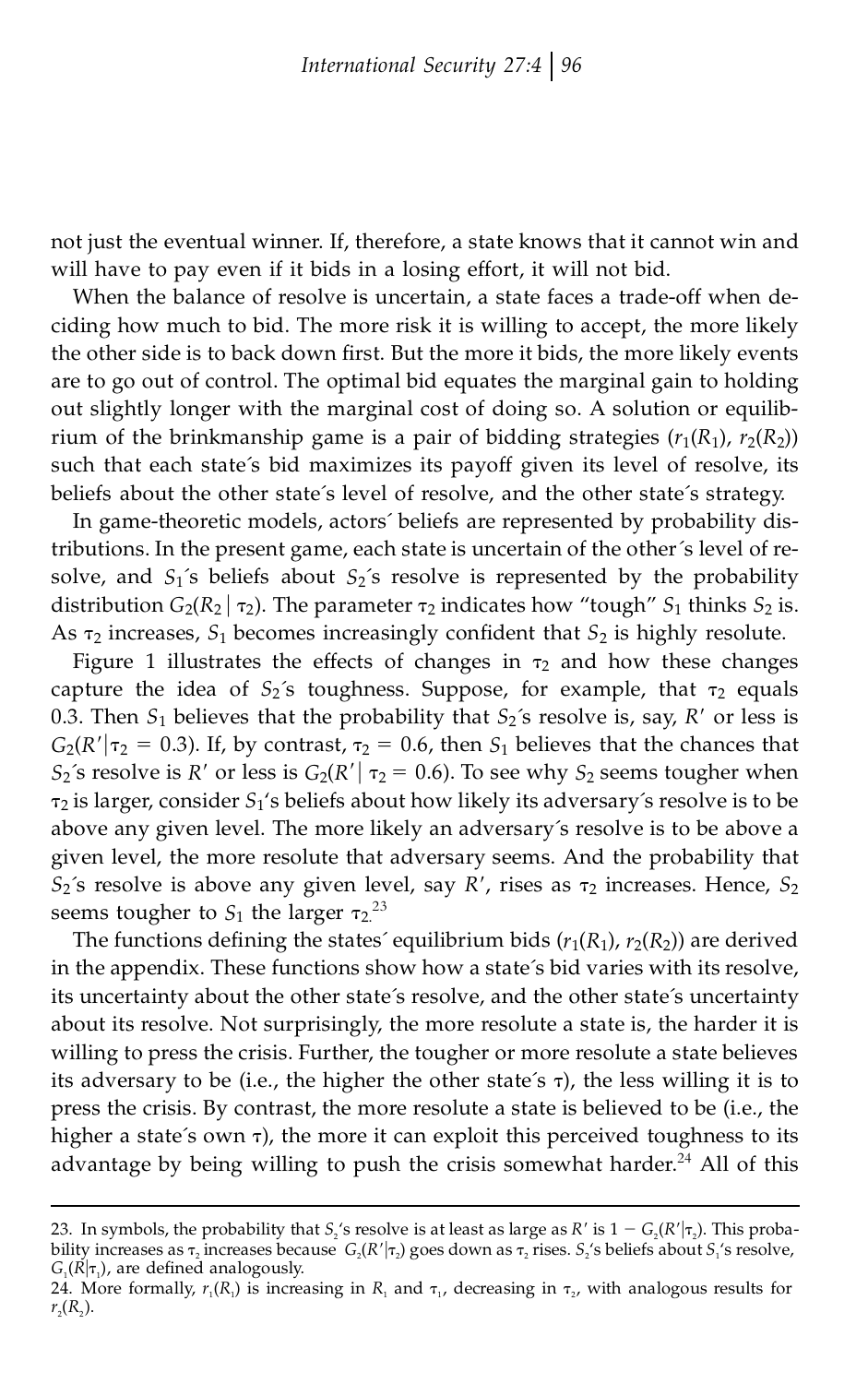not just the eventual winner. If, therefore, a state knows that it cannot win and will have to pay even if it bids in a losing effort, it will not bid.

When the balance of resolve is uncertain, a state faces a trade-off when deciding how much to bid. The more risk it is willing to accept, the more likely the other side is to back down first. But the more it bids, the more likely events are to go out of control. The optimal bid equates the marginal gain to holding out slightly longer with the marginal cost of doing so. A solution or equilibrium of the brinkmanship game is a pair of bidding strategies ($r_1(R_1)$, $r_2(R_2)$) such that each state's bid maximizes its payoff given its level of resolve, its beliefs about the other state's level of resolve, and the other state's strategy.

In game-theoretic models, actors' beliefs are represented by probability distributions. In the present game, each state is uncertain of the other's level of resolve, and $S_1$'s beliefs about $S_2$'s resolve is represented by the probability distribution $G_2(R_2 \mid \tau_2)$. The parameter $\tau_2$ indicates how "tough" $S_1$ thinks $S_2$ is. As $\tau_2$ increases, $S_1$ becomes increasingly confident that $S_2$ is highly resolute.

Figure 1 illustrates the effects of changes in $\tau_2$ and how these changes capture the idea of $S_2$'s toughness. Suppose, for example, that $\tau_2$ equals 0.3. Then $S_1$ believes that the probability that $S_2$'s resolve is, say, $R'$ or less is $G_2(R' \mid \tau_2 = 0.3)$. If, by contrast, $\tau_2 = 0.6$, then $S_1$ believes that the chances that $S_2$'s resolve is $R'$ or less is $G_2(R' \mid \tau_2 = 0.6)$. To see why $S_2$ seems tougher when $\tau_2$ is larger, consider $S_1$'s beliefs about how likely its adversary's resolve is to be above any given level. The more likely an adversary's resolve is to be above a given level, the more resolute that adversary seems. And the probability that $S_2$'s resolve is above any given level, say $R'$, rises as $\tau_2$ increases. Hence, $S_2$ seems tougher to $S_1$ the larger $\tau_2$.[23]

The functions defining the states' equilibrium bids ($r_1(R_1)$, $r_2(R_2)$) are derived in the appendix. These functions show how a state's bid varies with its resolve, its uncertainty about the other state's resolve, and the other state's uncertainty about its resolve. Not surprisingly, the more resolute a state is, the harder it is willing to press the crisis. Further, the tougher or more resolute a state believes its adversary to be (i.e., the higher the other state's $\tau$), the less willing it is to press the crisis. By contrast, the more resolute a state is believed to be (i.e., the higher a state's own $\tau$), the more it can exploit this perceived toughness to its advantage by being willing to push the crisis somewhat harder.[24] All of this

23. In symbols, the probability that $S_2$'s resolve is at least as large as $R'$ is $1 - G_2(R' \mid \tau_2)$. This probability increases as $\tau_2$ increases because $G_2(R' \mid \tau_2)$ goes down as $\tau_2$ rises. $S_2$'s beliefs about $S_1$'s resolve, $G_1(R \mid \tau_1)$, are defined analogously.

24. More formally, $r_1(R_1)$ is increasing in $R_1$ and $\tau_1$, decreasing in $\tau_2$, with analogous results for $r_2(R_2)$.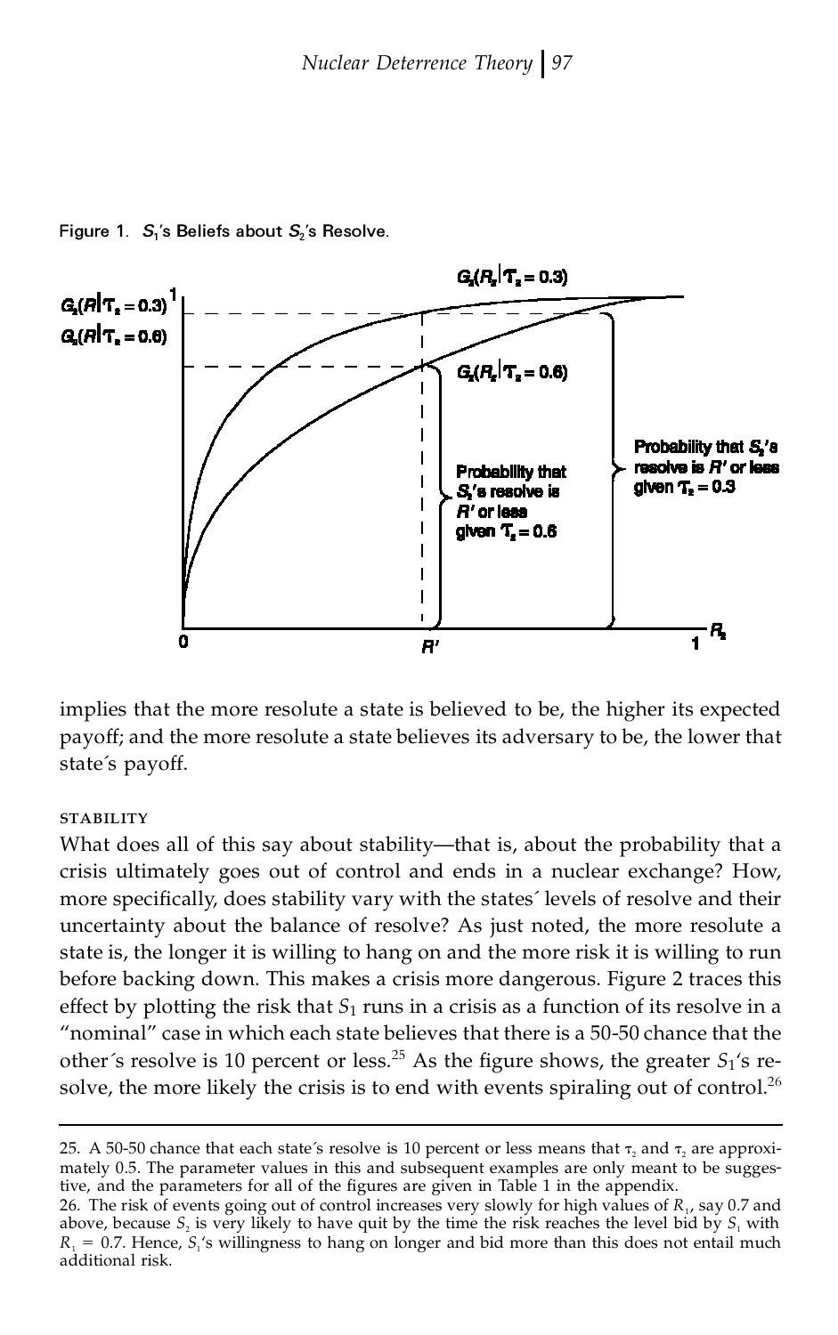Figure 1. $S_1$'s Beliefs about $S_2$'s Resolve.

implies that the more resolute a state is believed to be, the higher its expected payoff; and the more resolute a state believes its adversary to be, the lower that state's payoff.

### STABILITY

What does all of this say about stability—that is, about the probability that a crisis ultimately goes out of control and ends in a nuclear exchange? How, more specifically, does stability vary with the states' levels of resolve and their uncertainty about the balance of resolve? As just noted, the more resolute a state is, the longer it is willing to hang on and the more risk it is willing to run before backing down. This makes a crisis more dangerous. Figure 2 traces this effect by plotting the risk that $S_1$ runs in a crisis as a function of its resolve in a "nominal" case in which each state believes that there is a 50-50 chance that the other's resolve is 10 percent or less.[25] As the figure shows, the greater $S_1$'s resolve, the more likely the crisis is to end with events spiraling out of control.[26]

---

25. A 50-50 chance that each state's resolve is 10 percent or less means that $\tau_2$ and $\tau_2$ are approximately 0.5. The parameter values in this and subsequent examples are only meant to be suggestive, and the parameters for all of the figures are given in Table 1 in the appendix.

26. The risk of events going out of control increases very slowly for high values of $R_1$, say 0.7 and above, because $S_2$ is very likely to have quit by the time the risk reaches the level bid by $S_1$ with $R_1 = 0.7$. Hence, $S_1$'s willingness to hang on longer and bid more than this does not entail much additional risk.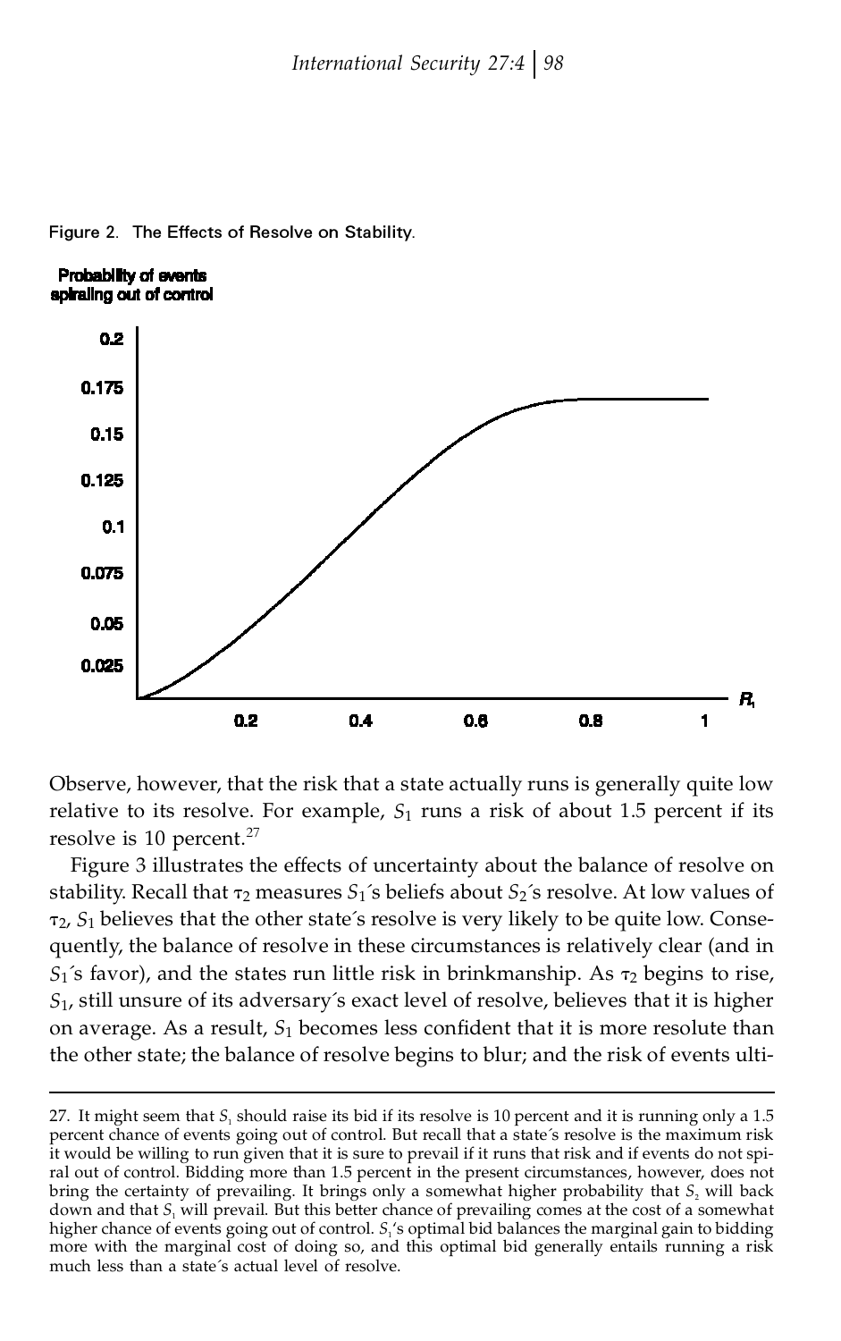Figure 2. The Effects of Resolve on Stability.

Observe, however, that the risk that a state actually runs is generally quite low relative to its resolve. For example, $S_1$ runs a risk of about 1.5 percent if its resolve is 10 percent.[27]

Figure 3 illustrates the effects of uncertainty about the balance of resolve on stability. Recall that $\tau_2$ measures $S_1$'s beliefs about $S_2$'s resolve. At low values of $\tau_2$, $S_1$ believes that the other state's resolve is very likely to be quite low. Consequently, the balance of resolve in these circumstances is relatively clear (and in $S_1$'s favor), and the states run little risk in brinkmanship. As $\tau_2$ begins to rise, $S_1$, still unsure of its adversary's exact level of resolve, believes that it is higher on average. As a result, $S_1$ becomes less confident that it is more resolute than the other state; the balance of resolve begins to blur; and the risk of events ulti-

---

27. It might seem that $S_1$ should raise its bid if its resolve is 10 percent and it is running only a 1.5 percent chance of events going out of control. But recall that a state's resolve is the maximum risk it would be willing to run given that it is sure to prevail if it runs that risk and if events do not spiral out of control. Bidding more than 1.5 percent in the present circumstances, however, does not bring the certainty of prevailing. It brings only a somewhat higher probability that $S_2$ will back down and that $S_1$ will prevail. But this better chance of prevailing comes at the cost of a somewhat higher chance of events going out of control. $S_1$'s optimal bid balances the marginal gain to bidding more with the marginal cost of doing so, and this optimal bid generally entails running a risk much less than a state's actual level of resolve.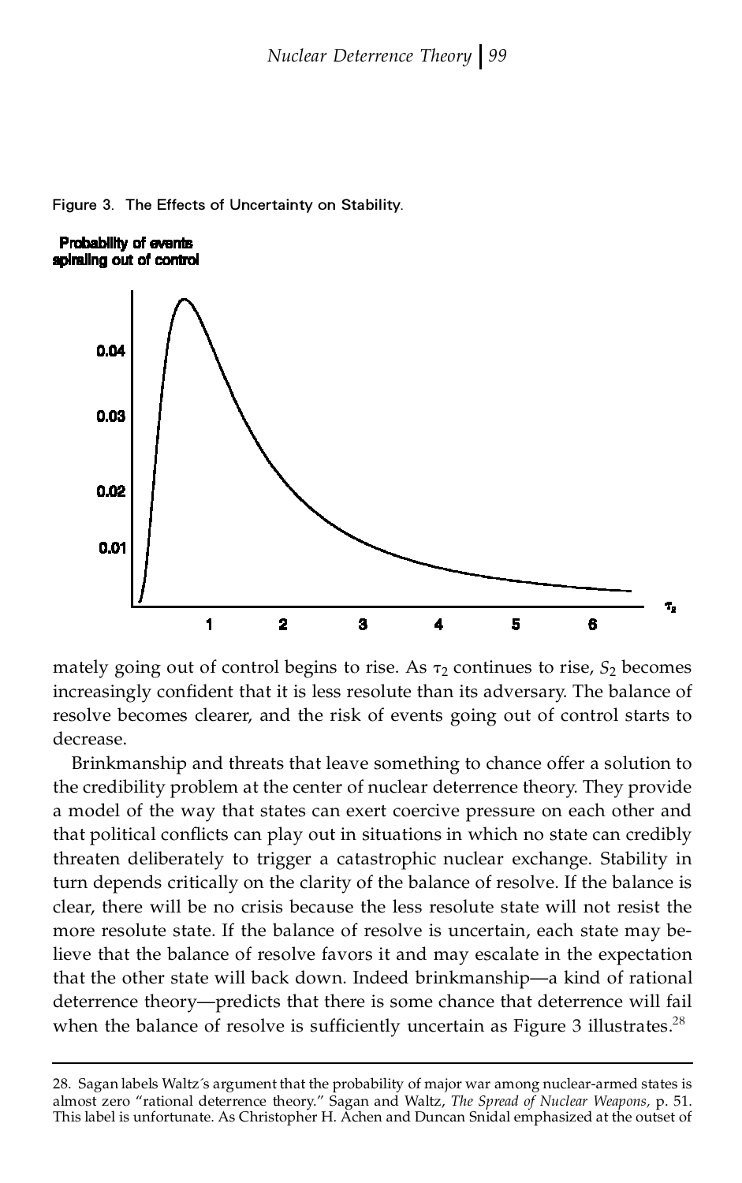Figure 3. The Effects of Uncertainty on Stability.

mately going out of control begins to rise. As $\tau_2$ continues to rise, $S_2$ becomes increasingly confident that it is less resolute than its adversary. The balance of resolve becomes clearer, and the risk of events going out of control starts to decrease.

Brinkmanship and threats that leave something to chance offer a solution to the credibility problem at the center of nuclear deterrence theory. They provide a model of the way that states can exert coercive pressure on each other and that political conflicts can play out in situations in which no state can credibly threaten deliberately to trigger a catastrophic nuclear exchange. Stability in turn depends critically on the clarity of the balance of resolve. If the balance is clear, there will be no crisis because the less resolute state will not resist the more resolute state. If the balance of resolve is uncertain, each state may believe that the balance of resolve favors it and may escalate in the expectation that the other state will back down. Indeed brinkmanship—a kind of rational deterrence theory—predicts that there is some chance that deterrence will fail when the balance of resolve is sufficiently uncertain as Figure 3 illustrates.[28]

---

28. Sagan labels Waltz´s argument that the probability of major war among nuclear-armed states is almost zero "rational deterrence theory." Sagan and Waltz, *The Spread of Nuclear Weapons,* p. 51. This label is unfortunate. As Christopher H. Achen and Duncan Snidal emphasized at the outset of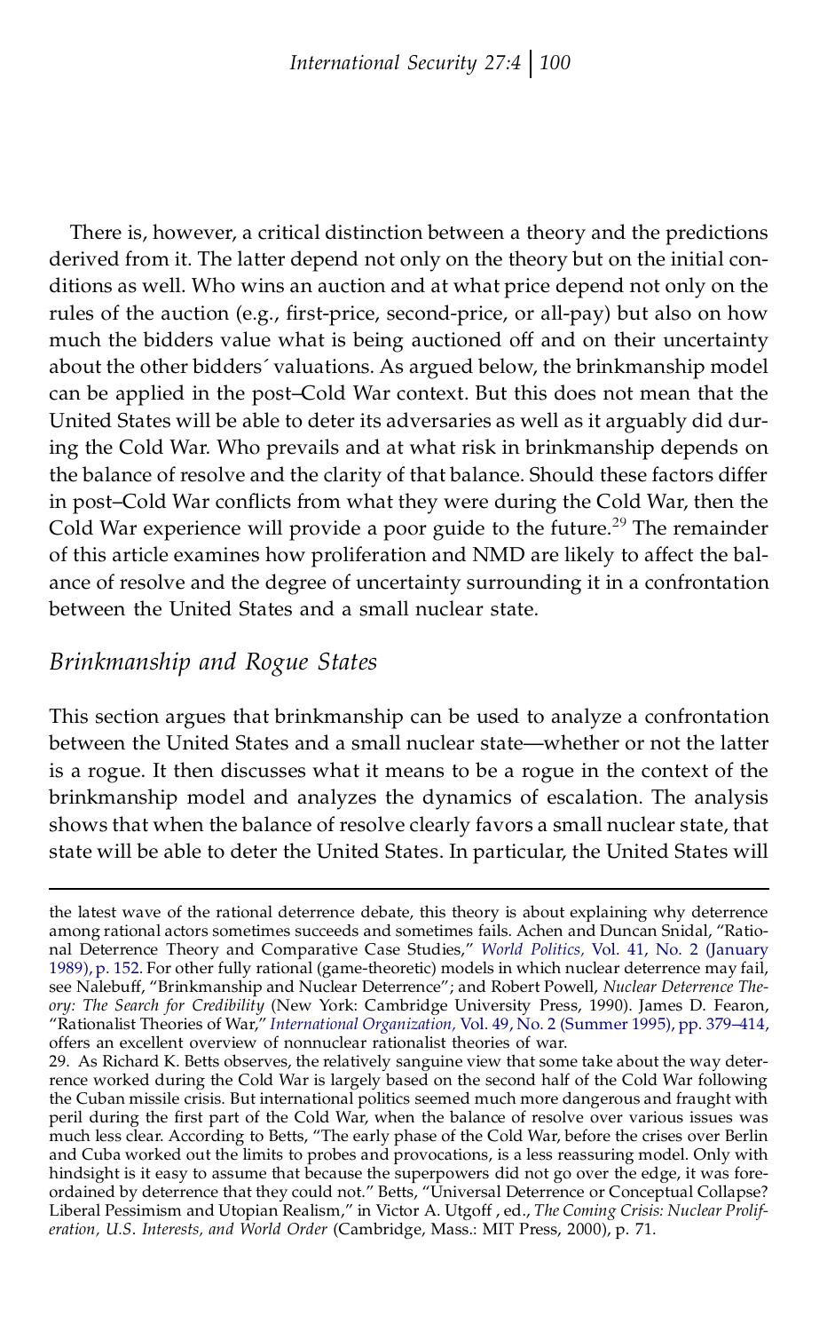There is, however, a critical distinction between a theory and the predictions derived from it. The latter depend not only on the theory but on the initial conditions as well. Who wins an auction and at what price depend not only on the rules of the auction (e.g., first-price, second-price, or all-pay) but also on how much the bidders value what is being auctioned off and on their uncertainty about the other bidders´ valuations. As argued below, the brinkmanship model can be applied in the post–Cold War context. But this does not mean that the United States will be able to deter its adversaries as well as it arguably did during the Cold War. Who prevails and at what risk in brinkmanship depends on the balance of resolve and the clarity of that balance. Should these factors differ in post–Cold War conflicts from what they were during the Cold War, then the Cold War experience will provide a poor guide to the future.[29] The remainder of this article examines how proliferation and NMD are likely to affect the balance of resolve and the degree of uncertainty surrounding it in a confrontation between the United States and a small nuclear state.

## *Brinkmanship and Rogue States*

This section argues that brinkmanship can be used to analyze a confrontation between the United States and a small nuclear state—whether or not the latter is a rogue. It then discusses what it means to be a rogue in the context of the brinkmanship model and analyzes the dynamics of escalation. The analysis shows that when the balance of resolve clearly favors a small nuclear state, that state will be able to deter the United States. In particular, the United States will

---

the latest wave of the rational deterrence debate, this theory is about explaining why deterrence among rational actors sometimes succeeds and sometimes fails. Achen and Duncan Snidal, "Rational Deterrence Theory and Comparative Case Studies," *World Politics,* Vol. 41, No. 2 (January 1989), p. 152. For other fully rational (game-theoretic) models in which nuclear deterrence may fail, see Nalebuff, "Brinkmanship and Nuclear Deterrence"; and Robert Powell, *Nuclear Deterrence Theory: The Search for Credibility* (New York: Cambridge University Press, 1990). James D. Fearon, "Rationalist Theories of War," *International Organization,* Vol. 49, No. 2 (Summer 1995), pp. 379–414, offers an excellent overview of nonnuclear rationalist theories of war.

29. As Richard K. Betts observes, the relatively sanguine view that some take about the way deterrence worked during the Cold War is largely based on the second half of the Cold War following the Cuban missile crisis. But international politics seemed much more dangerous and fraught with peril during the first part of the Cold War, when the balance of resolve over various issues was much less clear. According to Betts, "The early phase of the Cold War, before the crises over Berlin and Cuba worked out the limits to probes and provocations, is a less reassuring model. Only with hindsight is it easy to assume that because the superpowers did not go over the edge, it was foreordained by deterrence that they could not." Betts, "Universal Deterrence or Conceptual Collapse? Liberal Pessimism and Utopian Realism," in Victor A. Utgoff , ed., *The Coming Crisis: Nuclear Proliferation, U.S. Interests, and World Order* (Cambridge, Mass.: MIT Press, 2000), p. 71.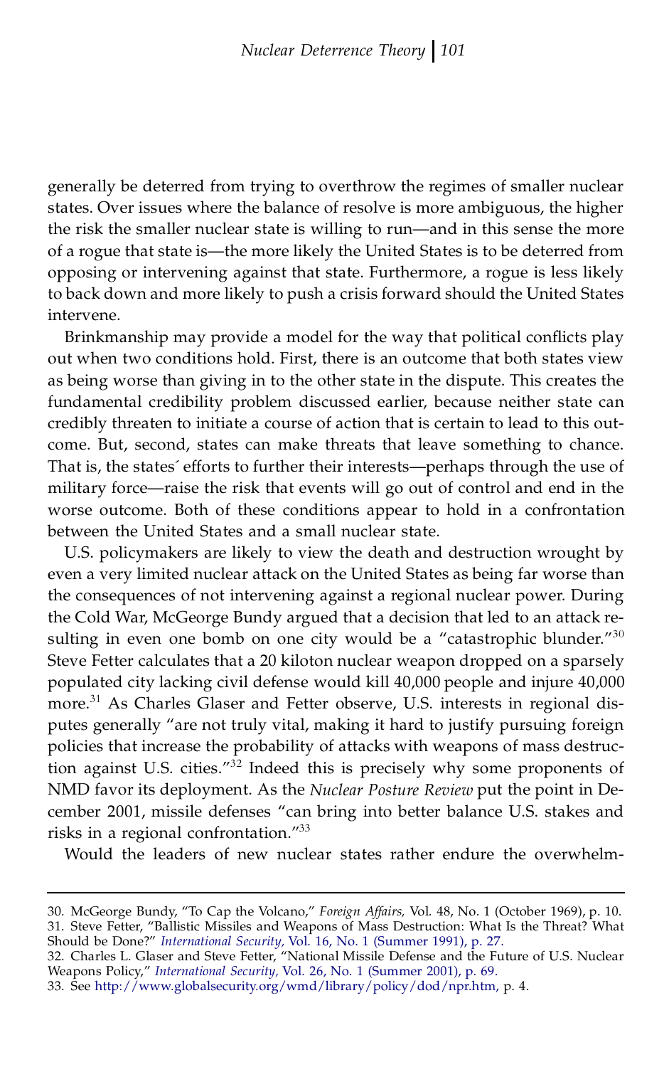generally be deterred from trying to overthrow the regimes of smaller nuclear states. Over issues where the balance of resolve is more ambiguous, the higher the risk the smaller nuclear state is willing to run—and in this sense the more of a rogue that state is—the more likely the United States is to be deterred from opposing or intervening against that state. Furthermore, a rogue is less likely to back down and more likely to push a crisis forward should the United States intervene.

Brinkmanship may provide a model for the way that political conflicts play out when two conditions hold. First, there is an outcome that both states view as being worse than giving in to the other state in the dispute. This creates the fundamental credibility problem discussed earlier, because neither state can credibly threaten to initiate a course of action that is certain to lead to this outcome. But, second, states can make threats that leave something to chance. That is, the states' efforts to further their interests—perhaps through the use of military force—raise the risk that events will go out of control and end in the worse outcome. Both of these conditions appear to hold in a confrontation between the United States and a small nuclear state.

U.S. policymakers are likely to view the death and destruction wrought by even a very limited nuclear attack on the United States as being far worse than the consequences of not intervening against a regional nuclear power. During the Cold War, McGeorge Bundy argued that a decision that led to an attack resulting in even one bomb on one city would be a "catastrophic blunder."[30] Steve Fetter calculates that a 20 kiloton nuclear weapon dropped on a sparsely populated city lacking civil defense would kill 40,000 people and injure 40,000 more.[31] As Charles Glaser and Fetter observe, U.S. interests in regional disputes generally "are not truly vital, making it hard to justify pursuing foreign policies that increase the probability of attacks with weapons of mass destruction against U.S. cities."[32] Indeed this is precisely why some proponents of NMD favor its deployment. As the *Nuclear Posture Review* put the point in December 2001, missile defenses "can bring into better balance U.S. stakes and risks in a regional confrontation."[33]

Would the leaders of new nuclear states rather endure the overwhelm-

---

30. McGeorge Bundy, "To Cap the Volcano," *Foreign Affairs,* Vol. 48, No. 1 (October 1969), p. 10.

31. Steve Fetter, "Ballistic Missiles and Weapons of Mass Destruction: What Is the Threat? What Should be Done?" *International Security,* Vol. 16, No. 1 (Summer 1991), p. 27.

32. Charles L. Glaser and Steve Fetter, "National Missile Defense and the Future of U.S. Nuclear Weapons Policy," *International Security,* Vol. 26, No. 1 (Summer 2001), p. 69.

33. See http://www.globalsecurity.org/wmd/library/policy/dod/npr.htm, p. 4.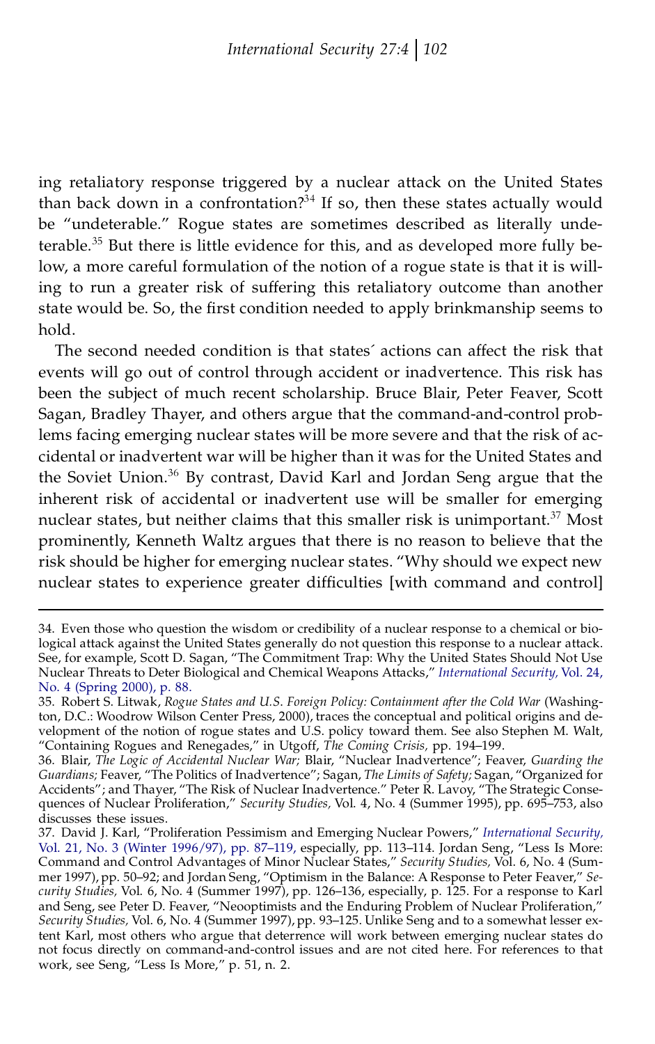ing retaliatory response triggered by a nuclear attack on the United States than back down in a confrontation?[34] If so, then these states actually would be "undeterable." Rogue states are sometimes described as literally undeterable.[35] But there is little evidence for this, and as developed more fully below, a more careful formulation of the notion of a rogue state is that it is willing to run a greater risk of suffering this retaliatory outcome than another state would be. So, the first condition needed to apply brinkmanship seems to hold.

The second needed condition is that states´ actions can affect the risk that events will go out of control through accident or inadvertence. This risk has been the subject of much recent scholarship. Bruce Blair, Peter Feaver, Scott Sagan, Bradley Thayer, and others argue that the command-and-control problems facing emerging nuclear states will be more severe and that the risk of accidental or inadvertent war will be higher than it was for the United States and the Soviet Union.[36] By contrast, David Karl and Jordan Seng argue that the inherent risk of accidental or inadvertent use will be smaller for emerging nuclear states, but neither claims that this smaller risk is unimportant.[37] Most prominently, Kenneth Waltz argues that there is no reason to believe that the risk should be higher for emerging nuclear states. "Why should we expect new nuclear states to experience greater difficulties [with command and control]

---

34. Even those who question the wisdom or credibility of a nuclear response to a chemical or biological attack against the United States generally do not question this response to a nuclear attack. See, for example, Scott D. Sagan, "The Commitment Trap: Why the United States Should Not Use Nuclear Threats to Deter Biological and Chemical Weapons Attacks," *International Security,* Vol. 24, No. 4 (Spring 2000), p. 88.

35. Robert S. Litwak, *Rogue States and U.S. Foreign Policy: Containment after the Cold War* (Washington, D.C.: Woodrow Wilson Center Press, 2000), traces the conceptual and political origins and development of the notion of rogue states and U.S. policy toward them. See also Stephen M. Walt, "Containing Rogues and Renegades," in Utgoff, *The Coming Crisis,* pp. 194–199.

36. Blair, *The Logic of Accidental Nuclear War;* Blair, "Nuclear Inadvertence"; Feaver, *Guarding the Guardians;* Feaver, "The Politics of Inadvertence"; Sagan, *The Limits of Safety;* Sagan, "Organized for Accidents"; and Thayer, "The Risk of Nuclear Inadvertence." Peter R. Lavoy, "The Strategic Consequences of Nuclear Proliferation," *Security Studies,* Vol. 4, No. 4 (Summer 1995), pp. 695–753, also discusses these issues.

37. David J. Karl, "Proliferation Pessimism and Emerging Nuclear Powers," *International Security,* Vol. 21, No. 3 (Winter 1996/97), pp. 87–119, especially, pp. 113–114. Jordan Seng, "Less Is More: Command and Control Advantages of Minor Nuclear States," *Security Studies,* Vol. 6, No. 4 (Summer 1997), pp. 50–92; and Jordan Seng, "Optimism in the Balance: A Response to Peter Feaver," *Security Studies,* Vol. 6, No. 4 (Summer 1997), pp. 126–136, especially, p. 125. For a response to Karl and Seng, see Peter D. Feaver, "Neooptimists and the Enduring Problem of Nuclear Proliferation," *Security Studies,* Vol. 6, No. 4 (Summer 1997), pp. 93–125. Unlike Seng and to a somewhat lesser extent Karl, most others who argue that deterrence will work between emerging nuclear states do not focus directly on command-and-control issues and are not cited here. For references to that work, see Seng, "Less Is More," p. 51, n. 2.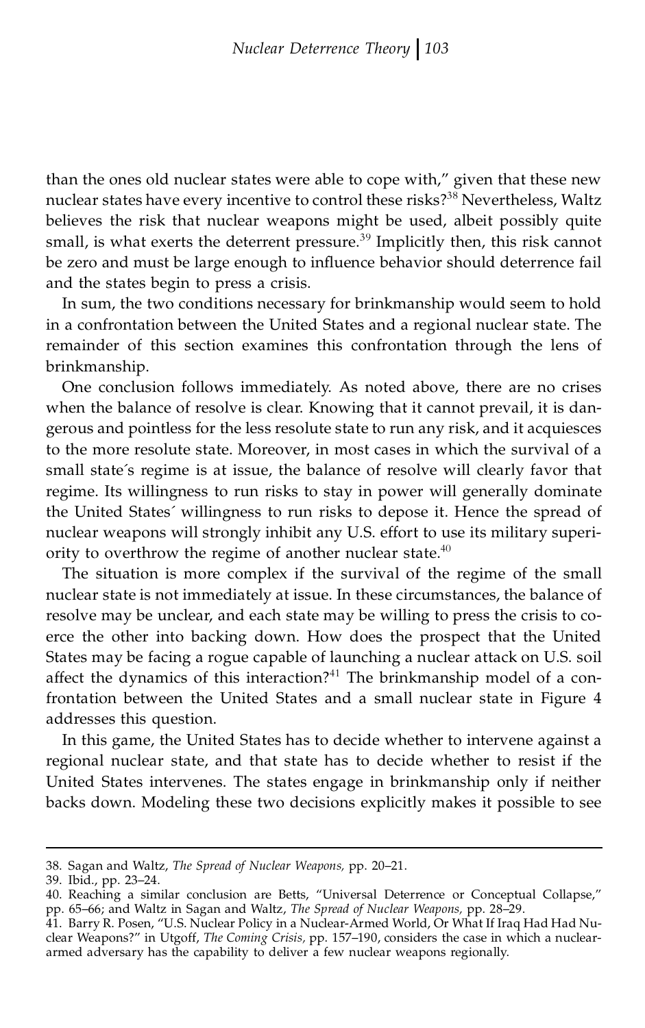than the ones old nuclear states were able to cope with," given that these new nuclear states have every incentive to control these risks?[38] Nevertheless, Waltz believes the risk that nuclear weapons might be used, albeit possibly quite small, is what exerts the deterrent pressure.[39] Implicitly then, this risk cannot be zero and must be large enough to influence behavior should deterrence fail and the states begin to press a crisis.

In sum, the two conditions necessary for brinkmanship would seem to hold in a confrontation between the United States and a regional nuclear state. The remainder of this section examines this confrontation through the lens of brinkmanship.

One conclusion follows immediately. As noted above, there are no crises when the balance of resolve is clear. Knowing that it cannot prevail, it is dangerous and pointless for the less resolute state to run any risk, and it acquiesces to the more resolute state. Moreover, in most cases in which the survival of a small state's regime is at issue, the balance of resolve will clearly favor that regime. Its willingness to run risks to stay in power will generally dominate the United States' willingness to run risks to depose it. Hence the spread of nuclear weapons will strongly inhibit any U.S. effort to use its military superiority to overthrow the regime of another nuclear state.[40]

The situation is more complex if the survival of the regime of the small nuclear state is not immediately at issue. In these circumstances, the balance of resolve may be unclear, and each state may be willing to press the crisis to coerce the other into backing down. How does the prospect that the United States may be facing a rogue capable of launching a nuclear attack on U.S. soil affect the dynamics of this interaction?[41] The brinkmanship model of a confrontation between the United States and a small nuclear state in Figure 4 addresses this question.

In this game, the United States has to decide whether to intervene against a regional nuclear state, and that state has to decide whether to resist if the United States intervenes. The states engage in brinkmanship only if neither backs down. Modeling these two decisions explicitly makes it possible to see

---

38. Sagan and Waltz, *The Spread of Nuclear Weapons,* pp. 20–21.
39. Ibid., pp. 23–24.
40. Reaching a similar conclusion are Betts, "Universal Deterrence or Conceptual Collapse," pp. 65–66; and Waltz in Sagan and Waltz, *The Spread of Nuclear Weapons,* pp. 28–29.
41. Barry R. Posen, "U.S. Nuclear Policy in a Nuclear-Armed World, Or What If Iraq Had Had Nuclear Weapons?" in Utgoff, *The Coming Crisis,* pp. 157–190, considers the case in which a nuclear-armed adversary has the capability to deliver a few nuclear weapons regionally.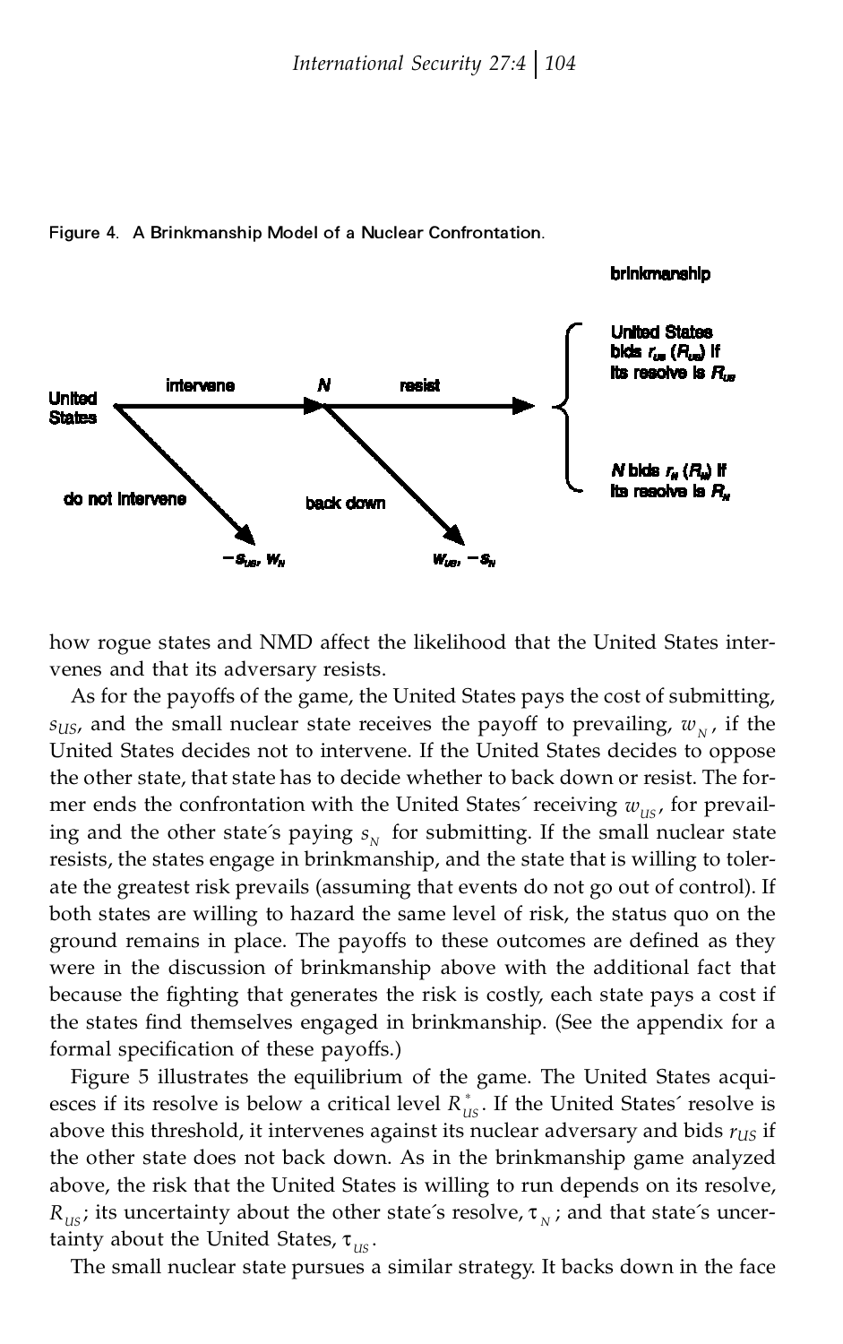Figure 4. A Brinkmanship Model of a Nuclear Confrontation.

how rogue states and NMD affect the likelihood that the United States intervenes and that its adversary resists.

As for the payoffs of the game, the United States pays the cost of submitting, $s_{US}$, and the small nuclear state receives the payoff to prevailing, $w_N$, if the United States decides not to intervene. If the United States decides to oppose the other state, that state has to decide whether to back down or resist. The former ends the confrontation with the United States´ receiving $w_{US}$, for prevailing and the other state´s paying $s_N$ for submitting. If the small nuclear state resists, the states engage in brinkmanship, and the state that is willing to tolerate the greatest risk prevails (assuming that events do not go out of control). If both states are willing to hazard the same level of risk, the status quo on the ground remains in place. The payoffs to these outcomes are defined as they were in the discussion of brinkmanship above with the additional fact that because the fighting that generates the risk is costly, each state pays a cost if the states find themselves engaged in brinkmanship. (See the appendix for a formal specification of these payoffs.)

Figure 5 illustrates the equilibrium of the game. The United States acquiesces if its resolve is below a critical level $R_{US}^*$. If the United States´ resolve is above this threshold, it intervenes against its nuclear adversary and bids $r_{US}$ if the other state does not back down. As in the brinkmanship game analyzed above, the risk that the United States is willing to run depends on its resolve, $R_{US}$; its uncertainty about the other state´s resolve, $\tau_N$; and that state´s uncertainty about the United States, $\tau_{US}$.

The small nuclear state pursues a similar strategy. It backs down in the face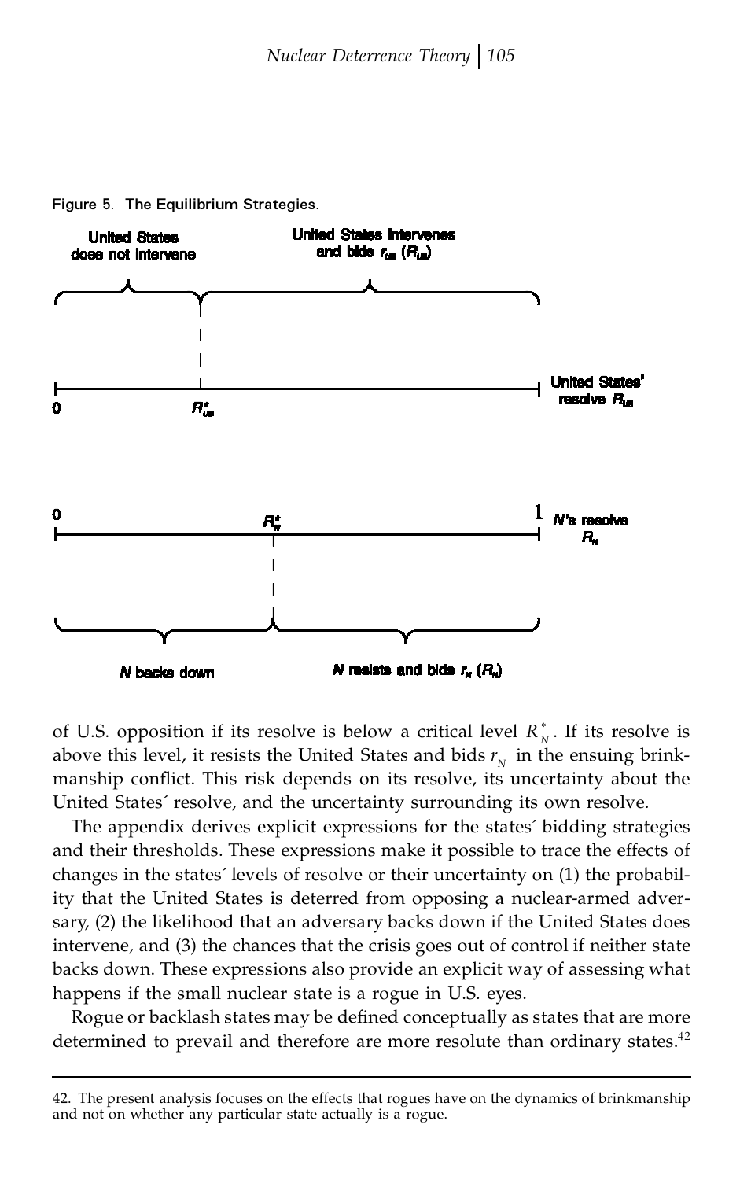Figure 5. The Equilibrium Strategies.

United States does not intervene | United States intervenes and bids $r_{US}$ ($R_{US}$)

0 — $R^*_{US}$ — United States' resolve $R_{US}$

0 — $R^*_N$ — 1 N's resolve $R_N$

N backs down | N resists and bids $r_N$ ($R_N$)

of U.S. opposition if its resolve is below a critical level $R^*_N$. If its resolve is above this level, it resists the United States and bids $r_N$ in the ensuing brinkmanship conflict. This risk depends on its resolve, its uncertainty about the United States´ resolve, and the uncertainty surrounding its own resolve.

The appendix derives explicit expressions for the states´ bidding strategies and their thresholds. These expressions make it possible to trace the effects of changes in the states´ levels of resolve or their uncertainty on (1) the probability that the United States is deterred from opposing a nuclear-armed adversary, (2) the likelihood that an adversary backs down if the United States does intervene, and (3) the chances that the crisis goes out of control if neither state backs down. These expressions also provide an explicit way of assessing what happens if the small nuclear state is a rogue in U.S. eyes.

Rogue or backlash states may be defined conceptually as states that are more determined to prevail and therefore are more resolute than ordinary states.[42]

42. The present analysis focuses on the effects that rogues have on the dynamics of brinkmanship and not on whether any particular state actually is a rogue.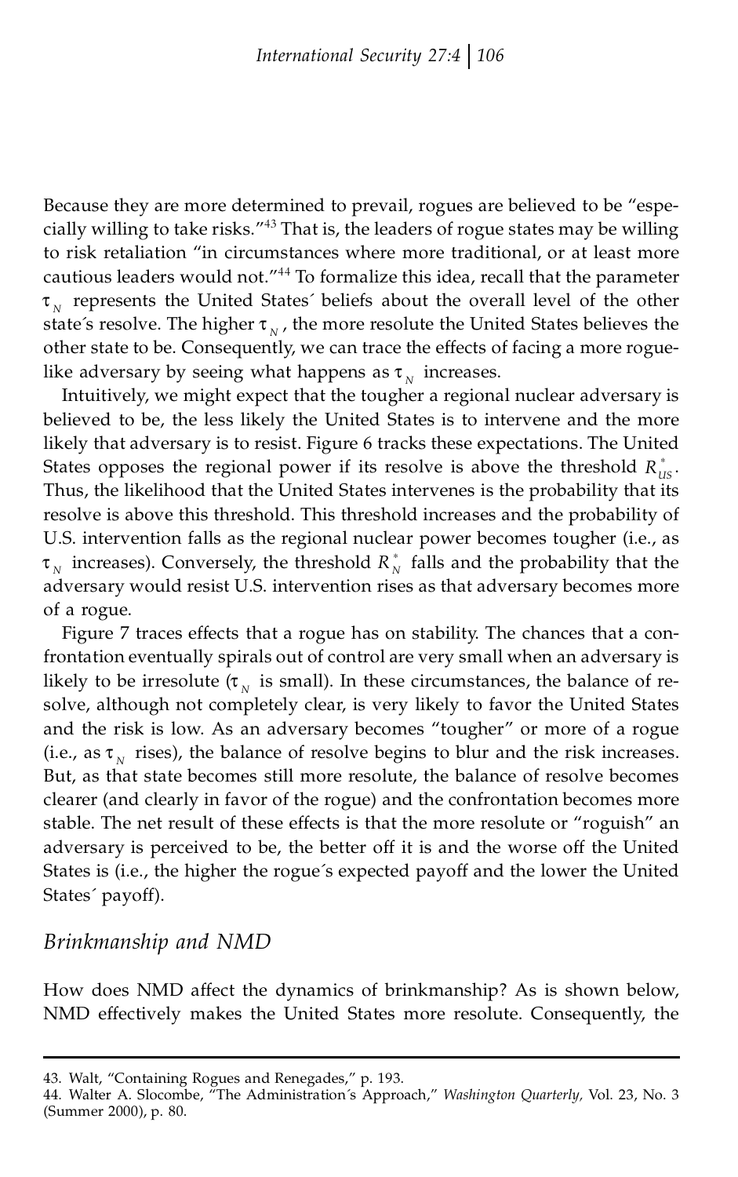Because they are more determined to prevail, rogues are believed to be "especially willing to take risks."[43] That is, the leaders of rogue states may be willing to risk retaliation "in circumstances where more traditional, or at least more cautious leaders would not."[44] To formalize this idea, recall that the parameter $\tau_N$ represents the United States' beliefs about the overall level of the other state's resolve. The higher $\tau_N$, the more resolute the United States believes the other state to be. Consequently, we can trace the effects of facing a more rogue-like adversary by seeing what happens as $\tau_N$ increases.

Intuitively, we might expect that the tougher a regional nuclear adversary is believed to be, the less likely the United States is to intervene and the more likely that adversary is to resist. Figure 6 tracks these expectations. The United States opposes the regional power if its resolve is above the threshold $R^*_{US}$. Thus, the likelihood that the United States intervenes is the probability that its resolve is above this threshold. This threshold increases and the probability of U.S. intervention falls as the regional nuclear power becomes tougher (i.e., as $\tau_N$ increases). Conversely, the threshold $R^*_N$ falls and the probability that the adversary would resist U.S. intervention rises as that adversary becomes more of a rogue.

Figure 7 traces effects that a rogue has on stability. The chances that a confrontation eventually spirals out of control are very small when an adversary is likely to be irresolute ($\tau_N$ is small). In these circumstances, the balance of resolve, although not completely clear, is very likely to favor the United States and the risk is low. As an adversary becomes "tougher" or more of a rogue (i.e., as $\tau_N$ rises), the balance of resolve begins to blur and the risk increases. But, as that state becomes still more resolute, the balance of resolve becomes clearer (and clearly in favor of the rogue) and the confrontation becomes more stable. The net result of these effects is that the more resolute or "roguish" an adversary is perceived to be, the better off it is and the worse off the United States is (i.e., the higher the rogue's expected payoff and the lower the United States' payoff).

### *Brinkmanship and NMD*

How does NMD affect the dynamics of brinkmanship? As is shown below, NMD effectively makes the United States more resolute. Consequently, the

---

43. Walt, "Containing Rogues and Renegades," p. 193.

44. Walter A. Slocombe, "The Administration's Approach," *Washington Quarterly*, Vol. 23, No. 3 (Summer 2000), p. 80.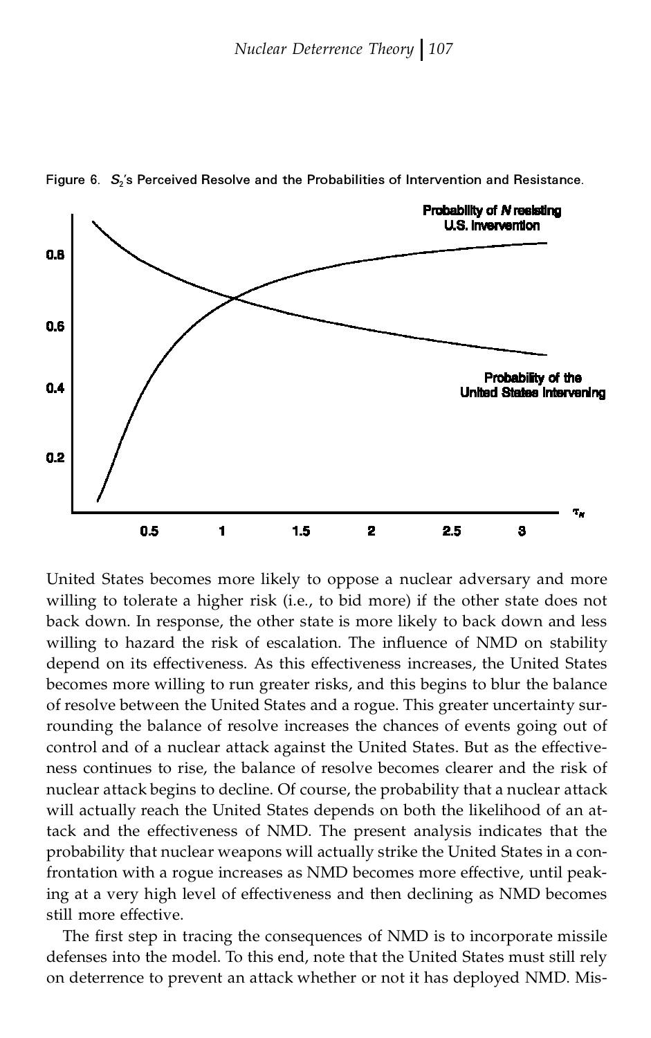Figure 6. $S_2$'s Perceived Resolve and the Probabilities of Intervention and Resistance.

United States becomes more likely to oppose a nuclear adversary and more willing to tolerate a higher risk (i.e., to bid more) if the other state does not back down. In response, the other state is more likely to back down and less willing to hazard the risk of escalation. The influence of NMD on stability depend on its effectiveness. As this effectiveness increases, the United States becomes more willing to run greater risks, and this begins to blur the balance of resolve between the United States and a rogue. This greater uncertainty surrounding the balance of resolve increases the chances of events going out of control and of a nuclear attack against the United States. But as the effectiveness continues to rise, the balance of resolve becomes clearer and the risk of nuclear attack begins to decline. Of course, the probability that a nuclear attack will actually reach the United States depends on both the likelihood of an attack and the effectiveness of NMD. The present analysis indicates that the probability that nuclear weapons will actually strike the United States in a confrontation with a rogue increases as NMD becomes more effective, until peaking at a very high level of effectiveness and then declining as NMD becomes still more effective.

The first step in tracing the consequences of NMD is to incorporate missile defenses into the model. To this end, note that the United States must still rely on deterrence to prevent an attack whether or not it has deployed NMD. Mis-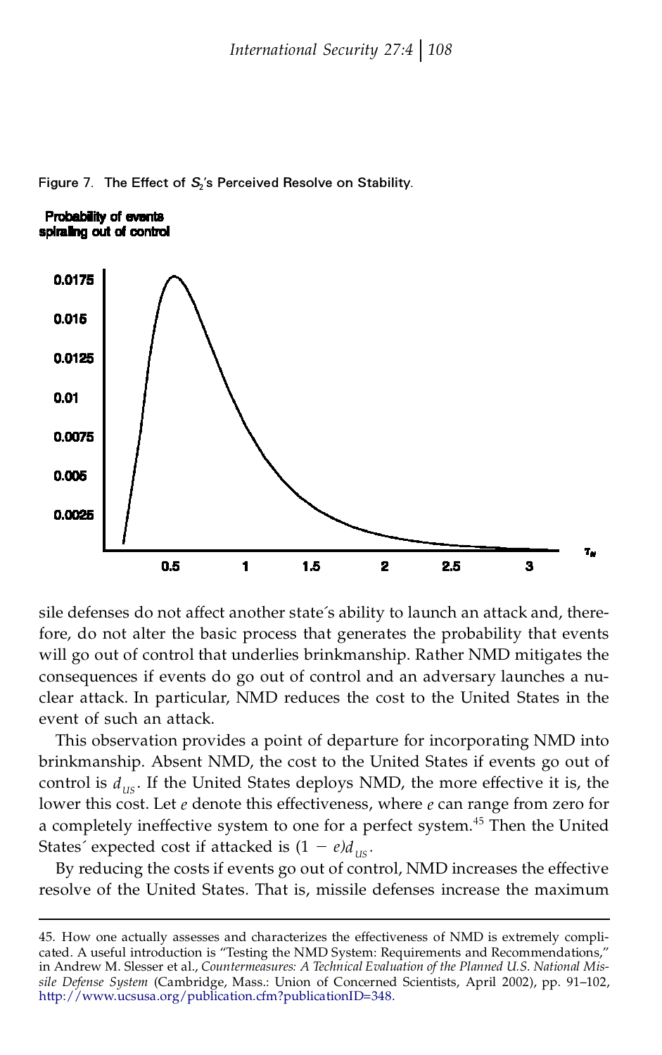Figure 7. The Effect of $S_2$'s Perceived Resolve on Stability.

sile defenses do not affect another state's ability to launch an attack and, therefore, do not alter the basic process that generates the probability that events will go out of control that underlies brinkmanship. Rather NMD mitigates the consequences if events do go out of control and an adversary launches a nuclear attack. In particular, NMD reduces the cost to the United States in the event of such an attack.

This observation provides a point of departure for incorporating NMD into brinkmanship. Absent NMD, the cost to the United States if events go out of control is $d_{US}$. If the United States deploys NMD, the more effective it is, the lower this cost. Let $e$ denote this effectiveness, where $e$ can range from zero for a completely ineffective system to one for a perfect system.[45] Then the United States' expected cost if attacked is $(1 - e)d_{US}$.

By reducing the costs if events go out of control, NMD increases the effective resolve of the United States. That is, missile defenses increase the maximum

45. How one actually assesses and characterizes the effectiveness of NMD is extremely complicated. A useful introduction is "Testing the NMD System: Requirements and Recommendations," in Andrew M. Slesser et al., *Countermeasures: A Technical Evaluation of the Planned U.S. National Missile Defense System* (Cambridge, Mass.: Union of Concerned Scientists, April 2002), pp. 91–102, http://www.ucsusa.org/publication.cfm?publicationID=348.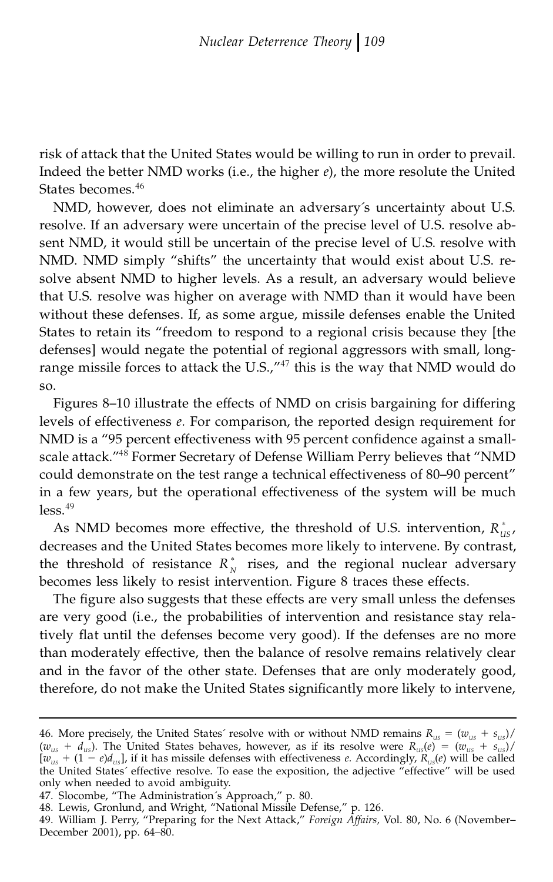risk of attack that the United States would be willing to run in order to prevail. Indeed the better NMD works (i.e., the higher $e$), the more resolute the United States becomes.[46]

NMD, however, does not eliminate an adversary´s uncertainty about U.S. resolve. If an adversary were uncertain of the precise level of U.S. resolve absent NMD, it would still be uncertain of the precise level of U.S. resolve with NMD. NMD simply "shifts" the uncertainty that would exist about U.S. resolve absent NMD to higher levels. As a result, an adversary would believe that U.S. resolve was higher on average with NMD than it would have been without these defenses. If, as some argue, missile defenses enable the United States to retain its "freedom to respond to a regional crisis because they [the defenses] would negate the potential of regional aggressors with small, long-range missile forces to attack the U.S.,"[47] this is the way that NMD would do so.

Figures 8–10 illustrate the effects of NMD on crisis bargaining for differing levels of effectiveness $e$. For comparison, the reported design requirement for NMD is a "95 percent effectiveness with 95 percent confidence against a small-scale attack."[48] Former Secretary of Defense William Perry believes that "NMD could demonstrate on the test range a technical effectiveness of 80–90 percent" in a few years, but the operational effectiveness of the system will be much less.[49]

As NMD becomes more effective, the threshold of U.S. intervention, $R^*_{US}$, decreases and the United States becomes more likely to intervene. By contrast, the threshold of resistance $R^*_N$ rises, and the regional nuclear adversary becomes less likely to resist intervention. Figure 8 traces these effects.

The figure also suggests that these effects are very small unless the defenses are very good (i.e., the probabilities of intervention and resistance stay relatively flat until the defenses become very good). If the defenses are no more than moderately effective, then the balance of resolve remains relatively clear and in the favor of the other state. Defenses that are only moderately good, therefore, do not make the United States significantly more likely to intervene,

---

46. More precisely, the United States´ resolve with or without NMD remains $R_{us} = (w_{us} + s_{us})/(w_{us} + d_{us})$. The United States behaves, however, as if its resolve were $R_{us}(e) = (w_{us} + s_{us})/[w_{us} + (1 - e)d_{us}]$, if it has missile defenses with effectiveness $e$. Accordingly, $R_{us}(e)$ will be called the United States´ effective resolve. To ease the exposition, the adjective "effective" will be used only when needed to avoid ambiguity.

47. Slocombe, "The Administration´s Approach," p. 80.

48. Lewis, Gronlund, and Wright, "National Missile Defense," p. 126.

49. William J. Perry, "Preparing for the Next Attack," *Foreign Affairs*, Vol. 80, No. 6 (November–December 2001), pp. 64–80.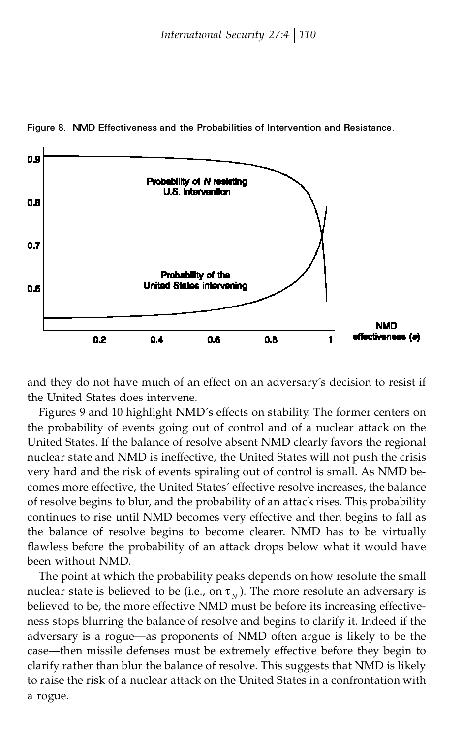Figure 8. NMD Effectiveness and the Probabilities of Intervention and Resistance.

and they do not have much of an effect on an adversary´s decision to resist if the United States does intervene.

Figures 9 and 10 highlight NMD´s effects on stability. The former centers on the probability of events going out of control and of a nuclear attack on the United States. If the balance of resolve absent NMD clearly favors the regional nuclear state and NMD is ineffective, the United States will not push the crisis very hard and the risk of events spiraling out of control is small. As NMD becomes more effective, the United States´ effective resolve increases, the balance of resolve begins to blur, and the probability of an attack rises. This probability continues to rise until NMD becomes very effective and then begins to fall as the balance of resolve begins to become clearer. NMD has to be virtually flawless before the probability of an attack drops below what it would have been without NMD.

The point at which the probability peaks depends on how resolute the small nuclear state is believed to be (i.e., on $\tau_N$). The more resolute an adversary is believed to be, the more effective NMD must be before its increasing effectiveness stops blurring the balance of resolve and begins to clarify it. Indeed if the adversary is a rogue—as proponents of NMD often argue is likely to be the case—then missile defenses must be extremely effective before they begin to clarify rather than blur the balance of resolve. This suggests that NMD is likely to raise the risk of a nuclear attack on the United States in a confrontation with a rogue.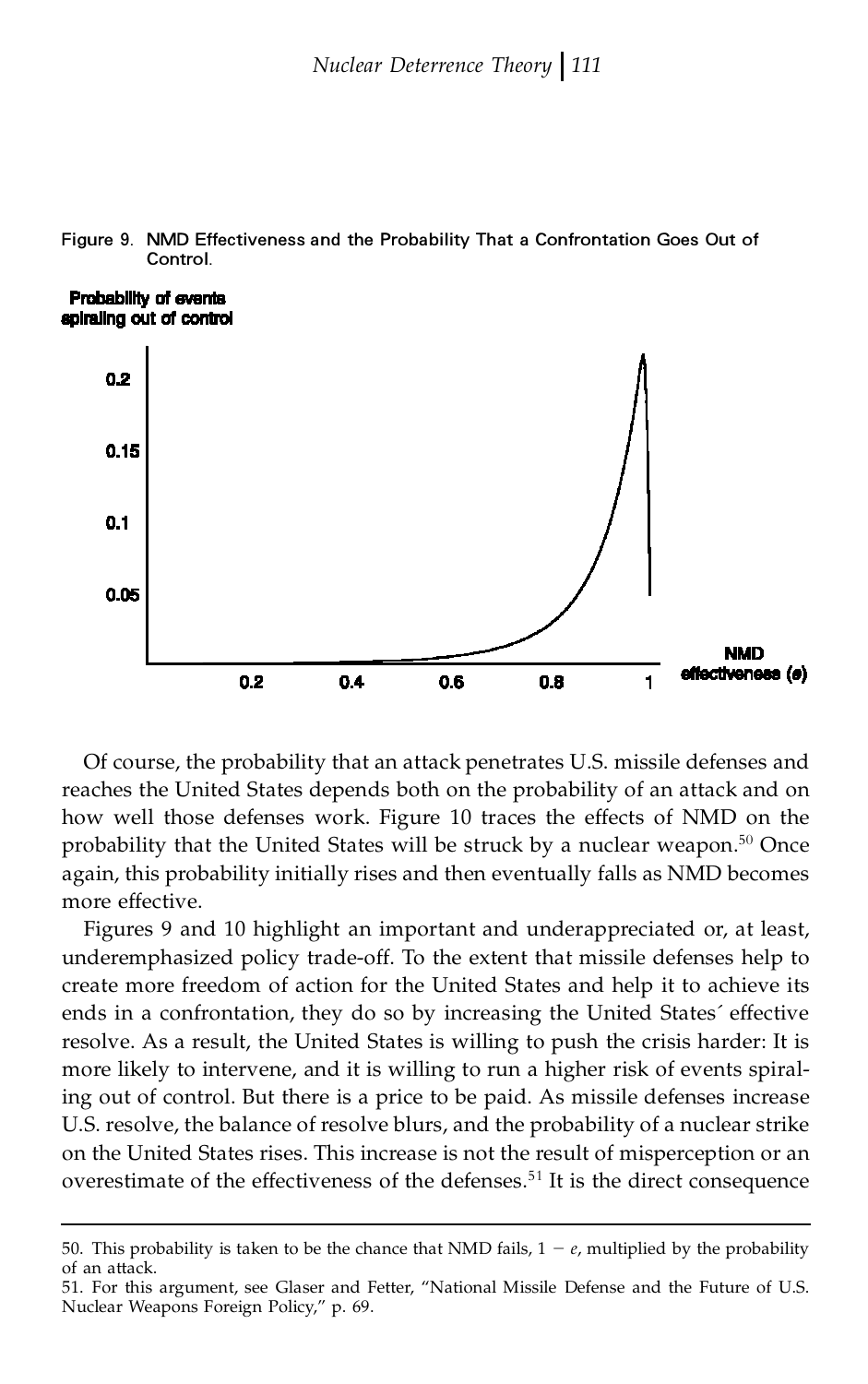Figure 9. NMD Effectiveness and the Probability That a Confrontation Goes Out of Control.

Of course, the probability that an attack penetrates U.S. missile defenses and reaches the United States depends both on the probability of an attack and on how well those defenses work. Figure 10 traces the effects of NMD on the probability that the United States will be struck by a nuclear weapon.[50] Once again, this probability initially rises and then eventually falls as NMD becomes more effective.

Figures 9 and 10 highlight an important and underappreciated or, at least, underemphasized policy trade-off. To the extent that missile defenses help to create more freedom of action for the United States and help it to achieve its ends in a confrontation, they do so by increasing the United States' effective resolve. As a result, the United States is willing to push the crisis harder: It is more likely to intervene, and it is willing to run a higher risk of events spiraling out of control. But there is a price to be paid. As missile defenses increase U.S. resolve, the balance of resolve blurs, and the probability of a nuclear strike on the United States rises. This increase is not the result of misperception or an overestimate of the effectiveness of the defenses.[51] It is the direct consequence

50. This probability is taken to be the chance that NMD fails, $1 - e$, multiplied by the probability of an attack.

51. For this argument, see Glaser and Fetter, "National Missile Defense and the Future of U.S. Nuclear Weapons Foreign Policy," p. 69.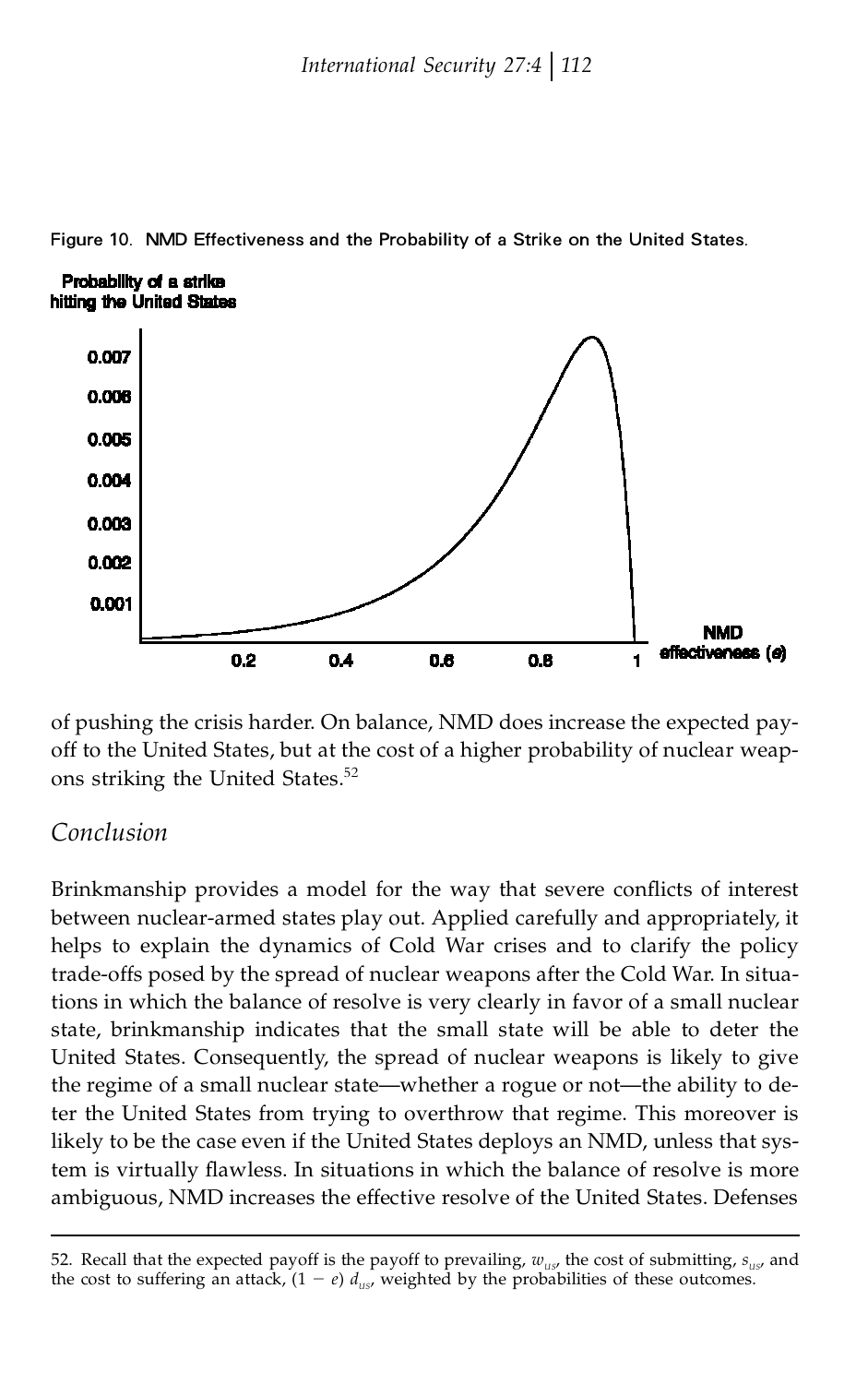Figure 10. NMD Effectiveness and the Probability of a Strike on the United States.

of pushing the crisis harder. On balance, NMD does increase the expected payoff to the United States, but at the cost of a higher probability of nuclear weapons striking the United States.[52]

## Conclusion

Brinkmanship provides a model for the way that severe conflicts of interest between nuclear-armed states play out. Applied carefully and appropriately, it helps to explain the dynamics of Cold War crises and to clarify the policy trade-offs posed by the spread of nuclear weapons after the Cold War. In situations in which the balance of resolve is very clearly in favor of a small nuclear state, brinkmanship indicates that the small state will be able to deter the United States. Consequently, the spread of nuclear weapons is likely to give the regime of a small nuclear state—whether a rogue or not—the ability to deter the United States from trying to overthrow that regime. This moreover is likely to be the case even if the United States deploys an NMD, unless that system is virtually flawless. In situations in which the balance of resolve is more ambiguous, NMD increases the effective resolve of the United States. Defenses

52. Recall that the expected payoff is the payoff to prevailing, $w_{us}$, the cost of submitting, $s_{us}$, and the cost to suffering an attack, $(1 - e)\, d_{us}$, weighted by the probabilities of these outcomes.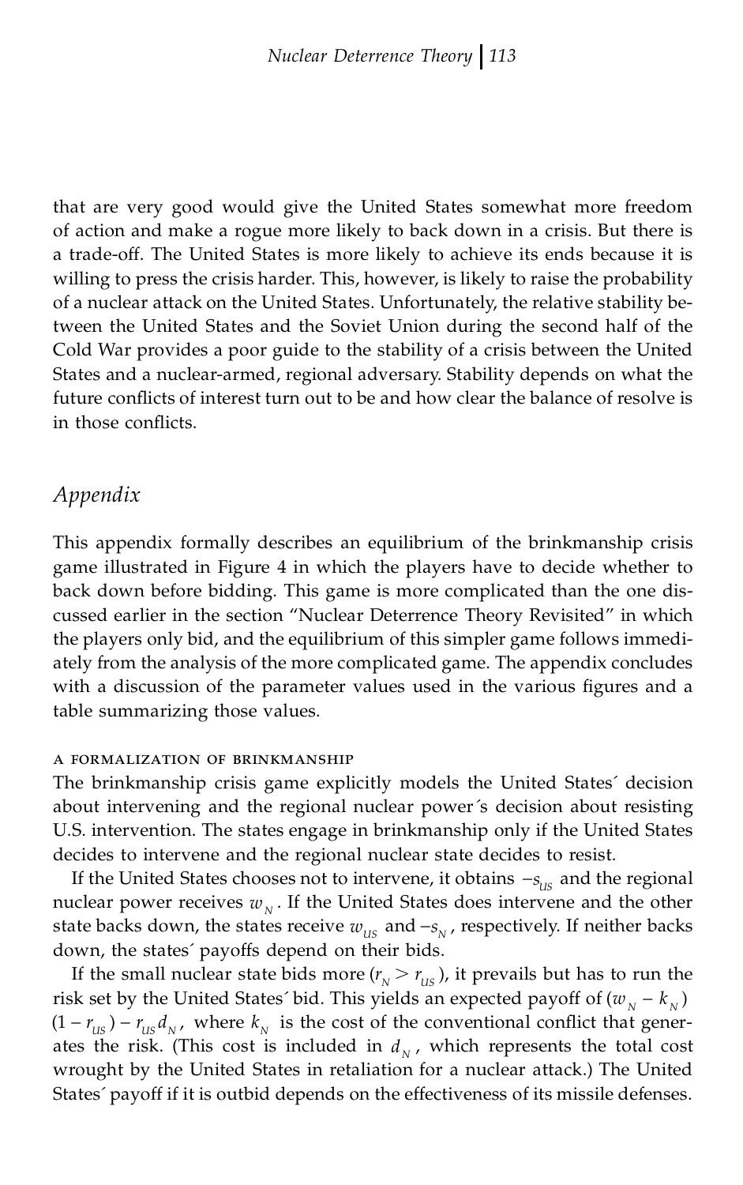that are very good would give the United States somewhat more freedom of action and make a rogue more likely to back down in a crisis. But there is a trade-off. The United States is more likely to achieve its ends because it is willing to press the crisis harder. This, however, is likely to raise the probability of a nuclear attack on the United States. Unfortunately, the relative stability between the United States and the Soviet Union during the second half of the Cold War provides a poor guide to the stability of a crisis between the United States and a nuclear-armed, regional adversary. Stability depends on what the future conflicts of interest turn out to be and how clear the balance of resolve is in those conflicts.

## *Appendix*

This appendix formally describes an equilibrium of the brinkmanship crisis game illustrated in Figure 4 in which the players have to decide whether to back down before bidding. This game is more complicated than the one discussed earlier in the section "Nuclear Deterrence Theory Revisited" in which the players only bid, and the equilibrium of this simpler game follows immediately from the analysis of the more complicated game. The appendix concludes with a discussion of the parameter values used in the various figures and a table summarizing those values.

### A FORMALIZATION OF BRINKMANSHIP

The brinkmanship crisis game explicitly models the United States' decision about intervening and the regional nuclear power's decision about resisting U.S. intervention. The states engage in brinkmanship only if the United States decides to intervene and the regional nuclear state decides to resist.

If the United States chooses not to intervene, it obtains $-s_{US}$ and the regional nuclear power receives $w_N$. If the United States does intervene and the other state backs down, the states receive $w_{US}$ and $-s_N$, respectively. If neither backs down, the states' payoffs depend on their bids.

If the small nuclear state bids more ($r_N > r_{US}$), it prevails but has to run the risk set by the United States' bid. This yields an expected payoff of $(w_N - k_N)(1 - r_{US}) - r_{US} d_N$, where $k_N$ is the cost of the conventional conflict that generates the risk. (This cost is included in $d_N$, which represents the total cost wrought by the United States in retaliation for a nuclear attack.) The United States' payoff if it is outbid depends on the effectiveness of its missile defenses.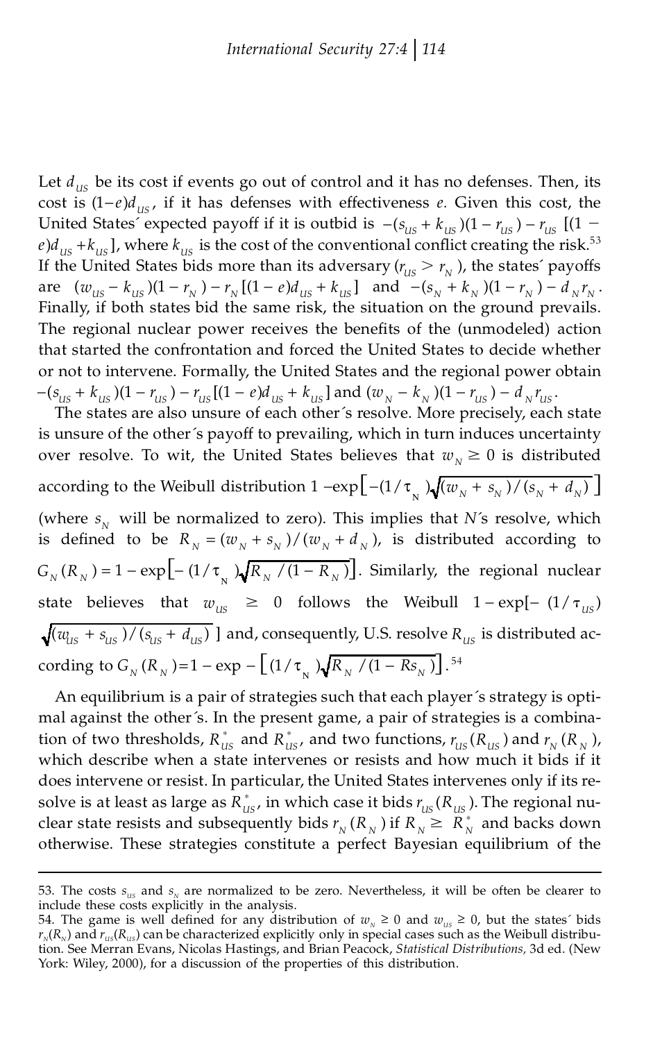Let $d_{US}$ be its cost if events go out of control and it has no defenses. Then, its cost is $(1-e)d_{US}$, if it has defenses with effectiveness $e$. Given this cost, the United States´ expected payoff if it is outbid is $-(s_{US} + k_{US})(1 - r_{US}) - r_{US}$ $[(1 - e)d_{US} + k_{US}]$, where $k_{US}$ is the cost of the conventional conflict creating the risk.[53] If the United States bids more than its adversary ($r_{US} > r_N$), the states´ payoffs are $(w_{US} - k_{US})(1 - r_N) - r_N[(1 - e)d_{US} + k_{US}]$ and $-(s_N + k_N)(1 - r_N) - d_N r_N$. Finally, if both states bid the same risk, the situation on the ground prevails. The regional nuclear power receives the benefits of the (unmodeled) action that started the confrontation and forced the United States to decide whether or not to intervene. Formally, the United States and the regional power obtain $-(s_{US} + k_{US})(1 - r_{US}) - r_{US}[(1 - e)d_{US} + k_{US}]$ and $(w_N - k_N)(1 - r_{US}) - d_N r_{US}$.

The states are also unsure of each other´s resolve. More precisely, each state is unsure of the other´s payoff to prevailing, which in turn induces uncertainty over resolve. To wit, the United States believes that $w_N \geq 0$ is distributed according to the Weibull distribution $1 - \exp\left[-(1/\tau_N)\sqrt{(w_N + s_N)/(s_N + d_N)}\right]$ (where $s_N$ will be normalized to zero). This implies that $N$´s resolve, which is defined to be $R_N = (w_N + s_N)/(w_N + d_N)$, is distributed according to $G_N(R_N) = 1 - \exp\left[-(1/\tau_N)\sqrt{R_N/(1 - R_N)}\right]$. Similarly, the regional nuclear state believes that $w_{US} \geq 0$ follows the Weibull $1 - \exp[-(1/\tau_{US})$ $\sqrt{(w_{US} + s_{US})/(s_{US} + d_{US})}$ ] and, consequently, U.S. resolve $R_{US}$ is distributed according to $G_N(R_N) = 1 - \exp - \left[(1/\tau_N)\sqrt{R_N/(1 - Rs_N)}\right]$.[54]

An equilibrium is a pair of strategies such that each player´s strategy is optimal against the other´s. In the present game, a pair of strategies is a combination of two thresholds, $R^*_{US}$ and $R^*_{US}$, and two functions, $r_{US}(R_{US})$ and $r_N(R_N)$, which describe when a state intervenes or resists and how much it bids if it does intervene or resist. In particular, the United States intervenes only if its resolve is at least as large as $R^*_{US}$, in which case it bids $r_{US}(R_{US})$. The regional nuclear state resists and subsequently bids $r_N(R_N)$ if $R_N \geq R^*_N$ and backs down otherwise. These strategies constitute a perfect Bayesian equilibrium of the

---

53. The costs $s_{US}$ and $s_N$ are normalized to be zero. Nevertheless, it will be often be clearer to include these costs explicitly in the analysis.

54. The game is well defined for any distribution of $w_N \geq 0$ and $w_{US} \geq 0$, but the states´ bids $r_N(R_N)$ and $r_{US}(R_{US})$ can be characterized explicitly only in special cases such as the Weibull distribution. See Merran Evans, Nicolas Hastings, and Brian Peacock, *Statistical Distributions*, 3d ed. (New York: Wiley, 2000), for a discussion of the properties of this distribution.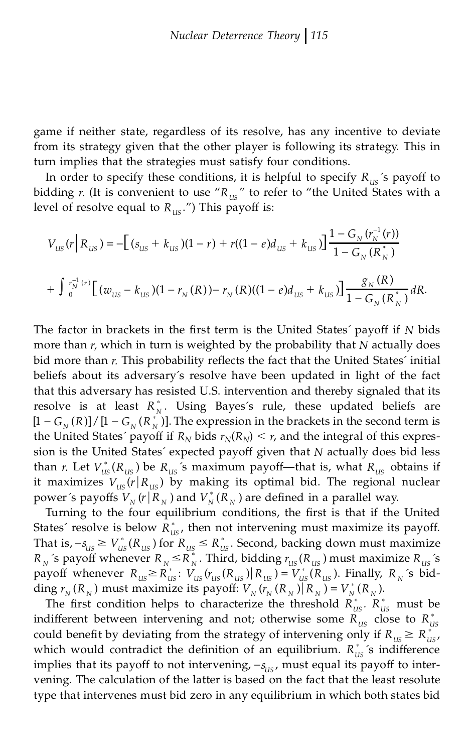game if neither state, regardless of its resolve, has any incentive to deviate from its strategy given that the other player is following its strategy. This in turn implies that the strategies must satisfy four conditions.

In order to specify these conditions, it is helpful to specify $R_{US}$´s payoff to bidding *r*. (It is convenient to use "$R_{US}$" to refer to "the United States with a level of resolve equal to $R_{US}$.") This payoff is:

$$V_{US}(r \mid R_{US}) = -\left[(s_{US} + k_{US})(1-r) + r((1-e)d_{US} + k_{US})\right] \frac{1 - G_N(r_N^{-1}(r))}{1 - G_N(R_N^*)}$$

$$+ \int_0^{r_N^{-1}(r)} \left[(w_{US} - k_{US})(1 - r_N(R)) - r_N(R)((1-e)d_{US} + k_{US})\right] \frac{g_N(R)}{1 - G_N(R_N^*)} dR.$$

The factor in brackets in the first term is the United States´ payoff if *N* bids more than *r*, which in turn is weighted by the probability that *N* actually does bid more than *r*. This probability reflects the fact that the United States´ initial beliefs about its adversary´s resolve have been updated in light of the fact that this adversary has resisted U.S. intervention and thereby signaled that its resolve is at least $R_N^*$. Using Bayes´s rule, these updated beliefs are $[1 - G_N(R)]/[1 - G_N(R_N^*)]$. The expression in the brackets in the second term is the United States´ payoff if $R_N$ bids $r_N(R_N) < r$, and the integral of this expression is the United States´ expected payoff given that *N* actually does bid less than *r*. Let $V_{US}^*(R_{US})$ be $R_{US}$´s maximum payoff—that is, what $R_{US}$ obtains if it maximizes $V_{US}(r \mid R_{US})$ by making its optimal bid. The regional nuclear power´s payoffs $V_N(r \mid R_N)$ and $V_N^*(R_N)$ are defined in a parallel way.

Turning to the four equilibrium conditions, the first is that if the United States´ resolve is below $R_{US}^*$, then not intervening must maximize its payoff. That is, $-s_{US} \geq V_{US}^*(R_{US})$ for $R_{US} \leq R_{US}^*$. Second, backing down must maximize $R_N$´s payoff whenever $R_N \leq R_N^*$. Third, bidding $r_{US}(R_{US})$ must maximize $R_{US}$´s payoff whenever $R_{US} \geq R_{US}^*$: $V_{US}(r_{US}(R_{US}) \mid R_{US}) = V_{US}^*(R_{US})$. Finally, $R_N$´s bidding $r_N(R_N)$ must maximize its payoff: $V_N(r_N(R_N) \mid R_N) = V_N^*(R_N)$.

The first condition helps to characterize the threshold $R_{US}^*$. $R_{US}^*$ must be indifferent between intervening and not; otherwise some $R_{US}$ close to $R_{US}^*$ could benefit by deviating from the strategy of intervening only if $R_{US} \geq R_{US}^*$, which would contradict the definition of an equilibrium. $R_{US}^*$´s indifference implies that its payoff to not intervening, $-s_{US}$, must equal its payoff to intervening. The calculation of the latter is based on the fact that the least resolute type that intervenes must bid zero in any equilibrium in which both states bid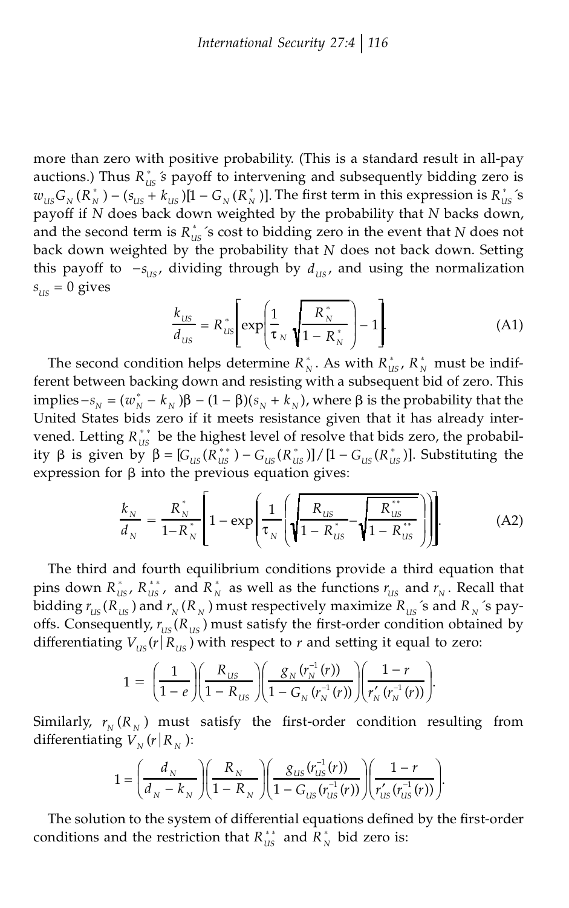more than zero with positive probability. (This is a standard result in all-pay auctions.) Thus $R^*_{US}$'s payoff to intervening and subsequently bidding zero is $w_{US}G_N(R^*_N) - (s_{US} + k_{US})[1 - G_N(R^*_N)]$. The first term in this expression is $R^*_{US}$'s payoff if $N$ does back down weighted by the probability that $N$ backs down, and the second term is $R^*_{US}$'s cost to bidding zero in the event that $N$ does not back down weighted by the probability that $N$ does not back down. Setting this payoff to $-s_{US}$, dividing through by $d_{US}$, and using the normalization $s_{US} = 0$ gives

$$\frac{k_{US}}{d_{US}} = R^*_{US}\left[\exp\left(\frac{1}{\tau_N}\sqrt{\frac{R^*_N}{1 - R^*_N}}\right) - 1\right]. \tag{A1}$$

The second condition helps determine $R^*_N$. As with $R^*_{US}$, $R^*_N$ must be indifferent between backing down and resisting with a subsequent bid of zero. This implies $-s_N = (w^*_N - k_N)\beta - (1 - \beta)(s_N + k_N)$, where $\beta$ is the probability that the United States bids zero if it meets resistance given that it has already intervened. Letting $R^{**}_{US}$ be the highest level of resolve that bids zero, the probability $\beta$ is given by $\beta = [G_{US}(R^{**}_{US}) - G_{US}(R^*_{US})]/[1 - G_{US}(R^*_{US})]$. Substituting the expression for $\beta$ into the previous equation gives:

$$\frac{k_N}{d_N} = \frac{R^*_N}{1 - R^*_N}\left[1 - \exp\left(\frac{1}{\tau_N}\left(\sqrt{\frac{R_{US}}{1 - R^*_{US}}} - \sqrt{\frac{R^{**}_{US}}{1 - R^{**}_{US}}}\right)\right)\right]. \tag{A2}$$

The third and fourth equilibrium conditions provide a third equation that pins down $R^*_{US}$, $R^{**}_{US}$, and $R^*_N$ as well as the functions $r_{US}$ and $r_N$. Recall that bidding $r_{US}(R_{US})$ and $r_N(R_N)$ must respectively maximize $R_{US}$'s and $R_N$'s payoffs. Consequently, $r_{US}(R_{US})$ must satisfy the first-order condition obtained by differentiating $V_{US}(r \mid R_{US})$ with respect to $r$ and setting it equal to zero:

$$1 = \left(\frac{1}{1 - e}\right)\left(\frac{R_{US}}{1 - R_{US}}\right)\left(\frac{g_N(r_N^{-1}(r))}{1 - G_N(r_N^{-1}(r))}\right)\left(\frac{1 - r}{r'_N(r_N^{-1}(r))}\right).$$

Similarly, $r_N(R_N)$ must satisfy the first-order condition resulting from differentiating $V_N(r \mid R_N)$:

$$1 = \left(\frac{d_N}{d_N - k_N}\right)\left(\frac{R_N}{1 - R_N}\right)\left(\frac{g_{US}(r_{US}^{-1}(r))}{1 - G_{US}(r_{US}^{-1}(r))}\right)\left(\frac{1 - r}{r'_{US}(r_{US}^{-1}(r))}\right).$$

The solution to the system of differential equations defined by the first-order conditions and the restriction that $R^{**}_{US}$ and $R^*_N$ bid zero is: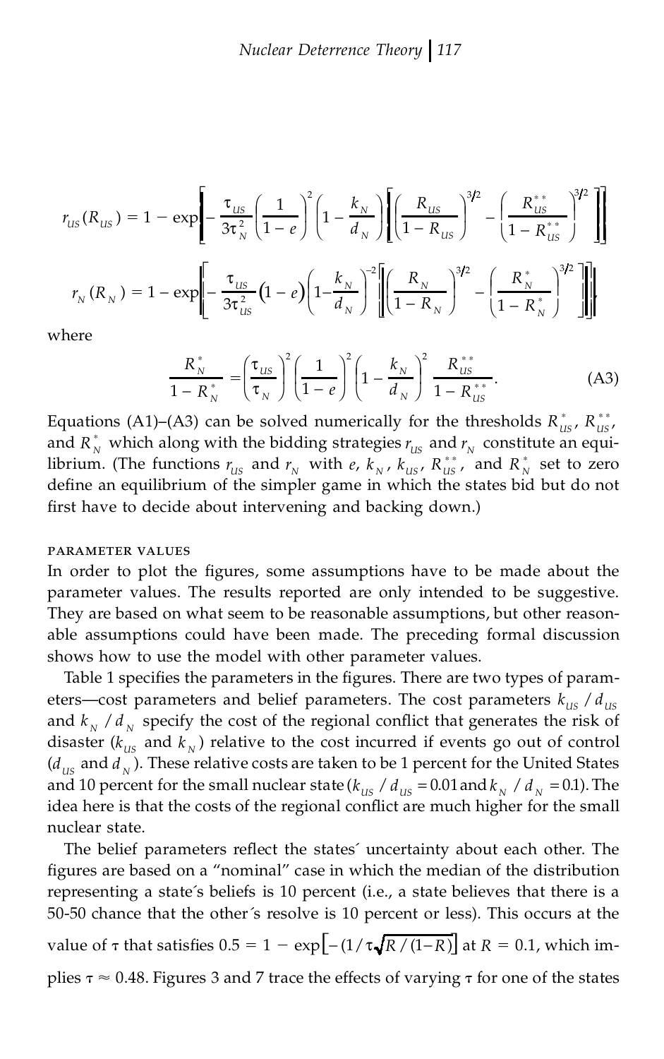$$r_{US}(R_{US}) = 1 - \exp\left[ -\frac{\tau_{US}}{3\tau_N^2}\left(\frac{1}{1-e}\right)^2\left(1-\frac{k_N}{d_N}\right)\left[\left(\frac{R_{US}}{1-R_{US}}\right)^{3/2} - \left(\frac{R_{US}^{**}}{1-R_{US}^{**}}\right)^{3/2}\right]\right]$$

$$r_N(R_N) = 1 - \exp\left[ -\frac{\tau_{US}}{3\tau_{US}^2}\left(1-e\right)\left(1-\frac{k_N}{d_N}\right)^{-2}\left[\left(\frac{R_N}{1-R_N}\right)^{3/2} - \left(\frac{R_N^{*}}{1-R_N^{*}}\right)^{3/2}\right]\right],$$

where

$$\frac{R_N^*}{1-R_N^*} = \left(\frac{\tau_{US}}{\tau_N}\right)^2\left(\frac{1}{1-e}\right)^2\left(1-\frac{k_N}{d_N}\right)^2\frac{R_{US}^{**}}{1-R_{US}^{**}}. \tag{A3}$$

Equations (A1)–(A3) can be solved numerically for the thresholds $R_{US}^*$, $R_{US}^{**}$, and $R_N^*$ which along with the bidding strategies $r_{US}$ and $r_N$ constitute an equilibrium. (The functions $r_{US}$ and $r_N$ with $e$, $k_N$, $k_{US}$, $R_{US}^{**}$, and $R_N^*$ set to zero define an equilibrium of the simpler game in which the states bid but do not first have to decide about intervening and backing down.)

### PARAMETER VALUES

In order to plot the figures, some assumptions have to be made about the parameter values. The results reported are only intended to be suggestive. They are based on what seem to be reasonable assumptions, but other reasonable assumptions could have been made. The preceding formal discussion shows how to use the model with other parameter values.

Table 1 specifies the parameters in the figures. There are two types of parameters—cost parameters and belief parameters. The cost parameters $k_{US}/d_{US}$ and $k_N/d_N$ specify the cost of the regional conflict that generates the risk of disaster ($k_{US}$ and $k_N$) relative to the cost incurred if events go out of control ($d_{US}$ and $d_N$). These relative costs are taken to be 1 percent for the United States and 10 percent for the small nuclear state ($k_{US}/d_{US} = 0.01$ and $k_N/d_N = 0.1$). The idea here is that the costs of the regional conflict are much higher for the small nuclear state.

The belief parameters reflect the states´ uncertainty about each other. The figures are based on a "nominal" case in which the median of the distribution representing a state´s beliefs is 10 percent (i.e., a state believes that there is a 50-50 chance that the other´s resolve is 10 percent or less). This occurs at the value of $\tau$ that satisfies $0.5 = 1 - \exp\left[-(1/\tau\sqrt{R/(1-R)}\right]$ at $R = 0.1$, which implies $\tau \approx 0.48$. Figures 3 and 7 trace the effects of varying $\tau$ for one of the states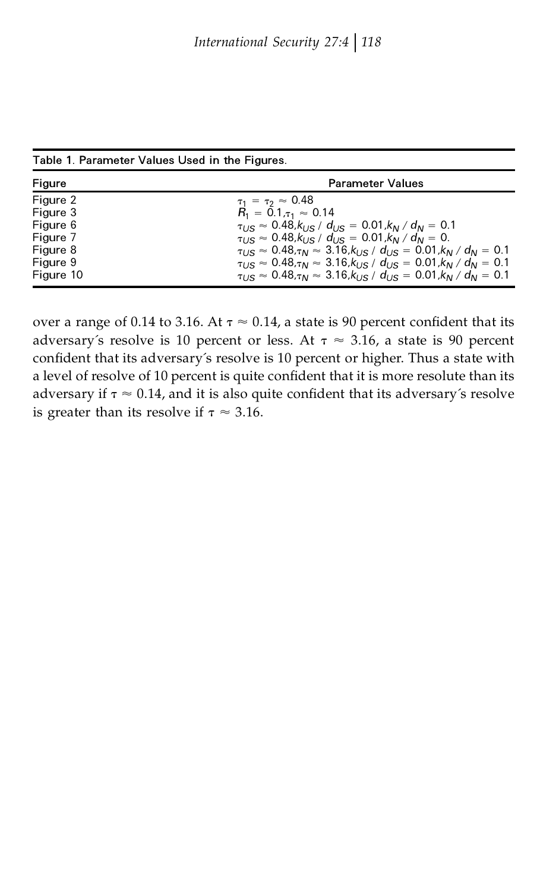Table 1. Parameter Values Used in the Figures.

| Figure | Parameter Values |
|---|---|
| Figure 2 | $\tau_1 = \tau_2 \approx 0.48$ |
| Figure 3 | $R_1 = 0.1, \tau_1 \approx 0.14$ |
| Figure 6 | $\tau_{US} \approx 0.48, k_{US} / d_{US} = 0.01, k_N / d_N = 0.1$ |
| Figure 7 | $\tau_{US} \approx 0.48, k_{US} / d_{US} = 0.01, k_N / d_N = 0.$ |
| Figure 8 | $\tau_{US} \approx 0.48, \tau_N \approx 3.16, k_{US} / d_{US} = 0.01, k_N / d_N = 0.1$ |
| Figure 9 | $\tau_{US} \approx 0.48, \tau_N \approx 3.16, k_{US} / d_{US} = 0.01, k_N / d_N = 0.1$ |
| Figure 10 | $\tau_{US} \approx 0.48, \tau_N \approx 3.16, k_{US} / d_{US} = 0.01, k_N / d_N = 0.1$ |

over a range of 0.14 to 3.16. At $\tau \approx 0.14$, a state is 90 percent confident that its adversary's resolve is 10 percent or less. At $\tau \approx 3.16$, a state is 90 percent confident that its adversary's resolve is 10 percent or higher. Thus a state with a level of resolve of 10 percent is quite confident that it is more resolute than its adversary if $\tau \approx 0.14$, and it is also quite confident that its adversary's resolve is greater than its resolve if $\tau \approx 3.16$.